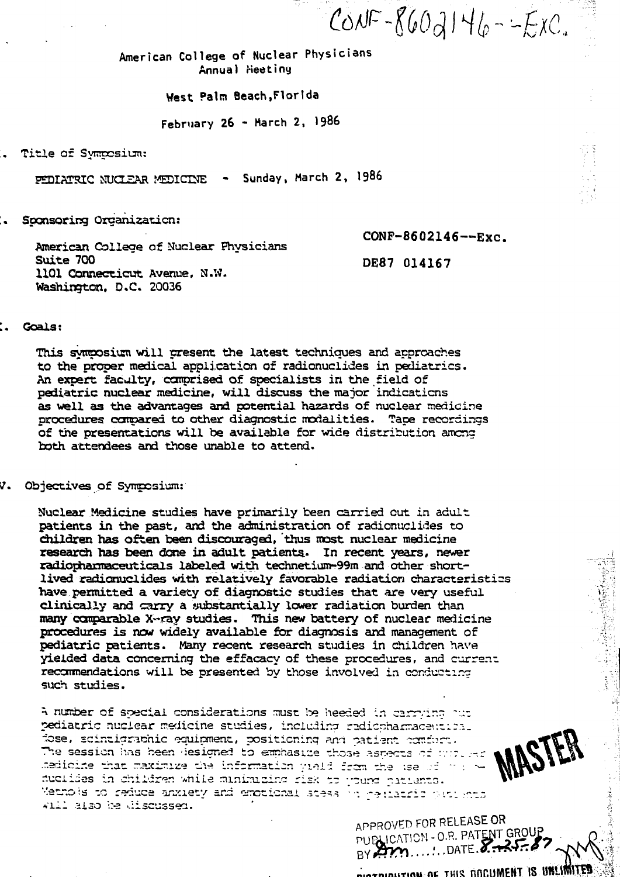CONF-8602146--Exc.

American College of Nuclear Physicians
Annual Meeting

West Palm Beach, Florida

February 26 - March 2, 1986

I. Title of Symposium:

PEDIATRIC NUCLEAR MEDICINE - Sunday, March 2, 1986

II. Sponsoring Organization:

American College of Nuclear Physicians
Suite 700
1101 Connecticut Avenue, N.W.
Washington, D.C. 20036

CONF-8602146--Exc.

DE87 014167

III. Goals:

This symposium will present the latest techniques and approaches to the proper medical application of radionuclides in pediatrics. An expert faculty, comprised of specialists in the field of pediatric nuclear medicine, will discuss the major indications as well as the advantages and potential hazards of nuclear medicine procedures compared to other diagnostic modalities. Tape recordings of the presentations will be available for wide distribution among both attendees and those unable to attend.

IV. Objectives of Symposium:

Nuclear Medicine studies have primarily been carried out in adult patients in the past, and the administration of radionuclides to children has often been discouraged, thus most nuclear medicine research has been done in adult patients. In recent years, newer radiopharmaceuticals labeled with technetium-99m and other short-lived radionuclides with relatively favorable radiation characteristics have permitted a variety of diagnostic studies that are very useful clinically and carry a substantially lower radiation burden than many comparable X-ray studies. This new battery of nuclear medicine procedures is now widely available for diagnosis and management of pediatric patients. Many recent research studies in children have yielded data concerning the efficacy of these procedures, and current recommendations will be presented by those involved in conducting such studies.

A number of special considerations must be heeded in carrying out pediatric nuclear medicine studies, including radiopharmaceutical dose, scintigraphic equipment, positioning and patient comfort. The session has been designed to emphasize those aspects of nuclear medicine that maximize the information yield from the use of radionuclides in children while minimizing risk to young patients. Methods to reduce anxiety and emotional stress in pediatric patients will also be discussed.

MASTER

APPROVED FOR RELEASE OR PUBLICATION - O.R. PATENT GROUP BY .......DATE 8-25-87

DISTRIBUTION OF THIS DOCUMENT IS UNLIMITED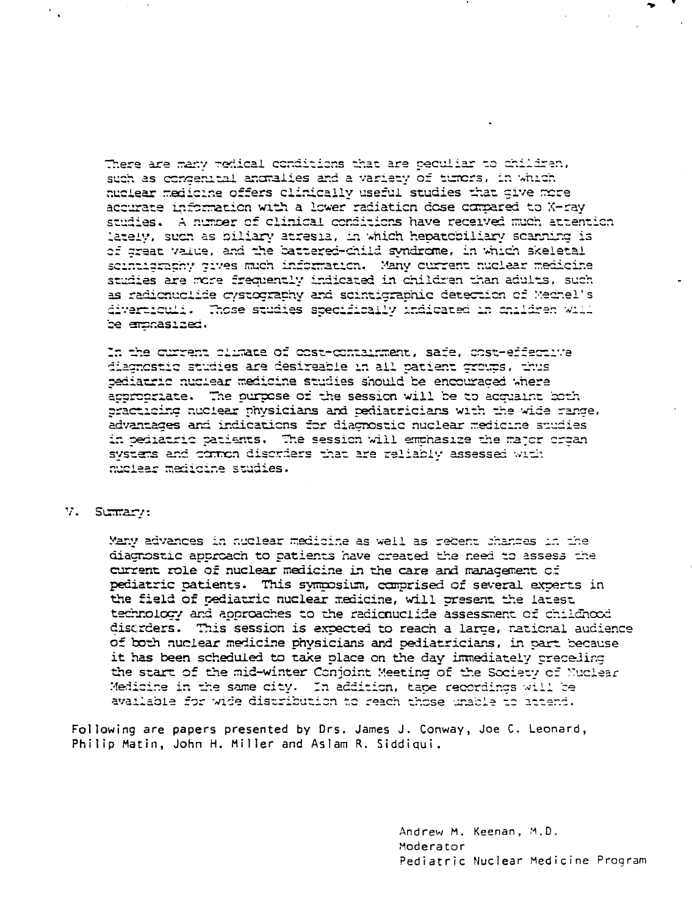There are many medical conditions that are peculiar to children, such as congenital anomalies and a variety of tumors, in which nuclear medicine offers clinically useful studies that give more accurate information with a lower radiation dose compared to X-ray studies. A number of clinical conditions have received much attention lately, such as biliary atresia, in which hepatobiliary scanning is of great value, and the battered-child syndrome, in which skeletal scintigraphy gives much information. Many current nuclear medicine studies are more frequently indicated in children than adults, such as radionuclide cystography and scintigraphic detection of Meckel's diverticuli. Those studies specifically indicated in children will be emphasized.

In the current climate of cost-containment, safe, cost-effective diagnostic studies are desireable in all patient groups, thus pediatric nuclear medicine studies should be encouraged where appropriate. The purpose of the session will be to acquaint both practicing nuclear physicians and pediatricians with the wide range, advantages and indications for diagnostic nuclear medicine studies in pediatric patients. The session will emphasize the major organ systems and common disorders that are reliably assessed with nuclear medicine studies.

V. Summary:

Many advances in nuclear medicine as well as recent changes in the diagnostic approach to patients have created the need to assess the current role of nuclear medicine in the care and management of pediatric patients. This symposium, comprised of several experts in the field of pediatric nuclear medicine, will present the latest technology and approaches to the radionuclide assessment of childhood disorders. This session is expected to reach a large, national audience of both nuclear medicine physicians and pediatricians, in part because it has been scheduled to take place on the day immediately preceding the start of the mid-winter Conjoint Meeting of the Society of Nuclear Medicine in the same city. In addition, tape recordings will be available for wide distribution to reach those unable to attend.

Following are papers presented by Drs. James J. Conway, Joe C. Leonard, Philip Matin, John H. Miller and Aslam R. Siddiqui.

Andrew M. Keenan, M.D.
Moderator
Pediatric Nuclear Medicine Program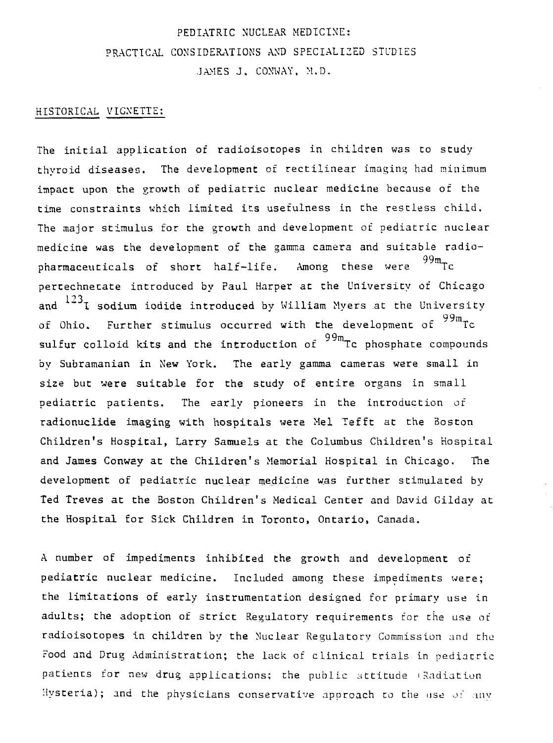# PEDIATRIC NUCLEAR MEDICINE:
## PRACTICAL CONSIDERATIONS AND SPECIALIZED STUDIES
### JAMES J. CONWAY, M.D.

## HISTORICAL VIGNETTE:

The initial application of radioisotopes in children was to study thyroid diseases. The development of rectilinear imaging had minimum impact upon the growth of pediatric nuclear medicine because of the time constraints which limited its usefulness in the restless child. The major stimulus for the growth and development of pediatric nuclear medicine was the development of the gamma camera and suitable radiopharmaceuticals of short half-life. Among these were $^{99m}$Tc pertechnetate introduced by Paul Harper at the University of Chicago and $^{123}$I sodium iodide introduced by William Myers at the University of Ohio. Further stimulus occurred with the development of $^{99m}$Tc sulfur colloid kits and the introduction of $^{99m}$Tc phosphate compounds by Subramanian in New York. The early gamma cameras were small in size but were suitable for the study of entire organs in small pediatric patients. The early pioneers in the introduction of radionuclide imaging with hospitals were Mel Tefft at the Boston Children's Hospital, Larry Samuels at the Columbus Children's Hospital and James Conway at the Children's Memorial Hospital in Chicago. The development of pediatric nuclear medicine was further stimulated by Ted Treves at the Boston Children's Medical Center and David Gilday at the Hospital for Sick Children in Toronto, Ontario, Canada.

A number of impediments inhibited the growth and development of pediatric nuclear medicine. Included among these impediments were; the limitations of early instrumentation designed for primary use in adults; the adoption of strict Regulatory requirements for the use of radioisotopes in children by the Nuclear Regulatory Commission and the Food and Drug Administration; the lack of clinical trials in pediatric patients for new drug applications; the public attitude (Radiation Hysteria); and the physicians conservative approach to the use of any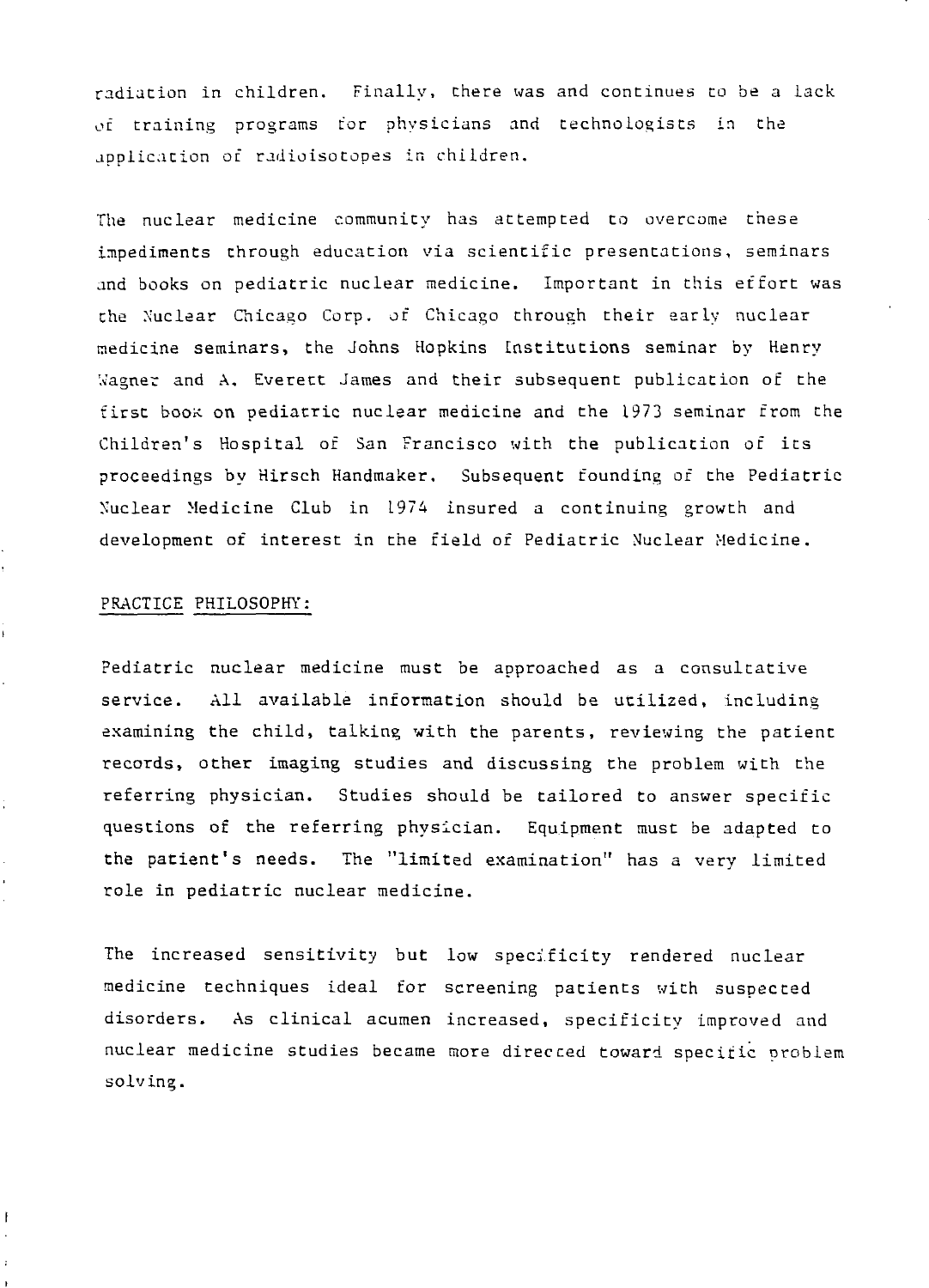radiation in children. Finally, there was and continues to be a lack of training programs for physicians and technologists in the application of radioisotopes in children.

The nuclear medicine community has attempted to overcome these impediments through education via scientific presentations, seminars and books on pediatric nuclear medicine. Important in this effort was the Nuclear Chicago Corp. of Chicago through their early nuclear medicine seminars, the Johns Hopkins Institutions seminar by Henry Wagner and A. Everett James and their subsequent publication of the first book on pediatric nuclear medicine and the 1973 seminar from the Children's Hospital of San Francisco with the publication of its proceedings by Hirsch Handmaker. Subsequent founding of the Pediatric Nuclear Medicine Club in 1974 insured a continuing growth and development of interest in the field of Pediatric Nuclear Medicine.

## PRACTICE PHILOSOPHY:

Pediatric nuclear medicine must be approached as a consultative service. All available information should be utilized, including examining the child, talking with the parents, reviewing the patient records, other imaging studies and discussing the problem with the referring physician. Studies should be tailored to answer specific questions of the referring physician. Equipment must be adapted to the patient's needs. The "limited examination" has a very limited role in pediatric nuclear medicine.

The increased sensitivity but low specificity rendered nuclear medicine techniques ideal for screening patients with suspected disorders. As clinical acumen increased, specificity improved and nuclear medicine studies became more directed toward specific problem solving.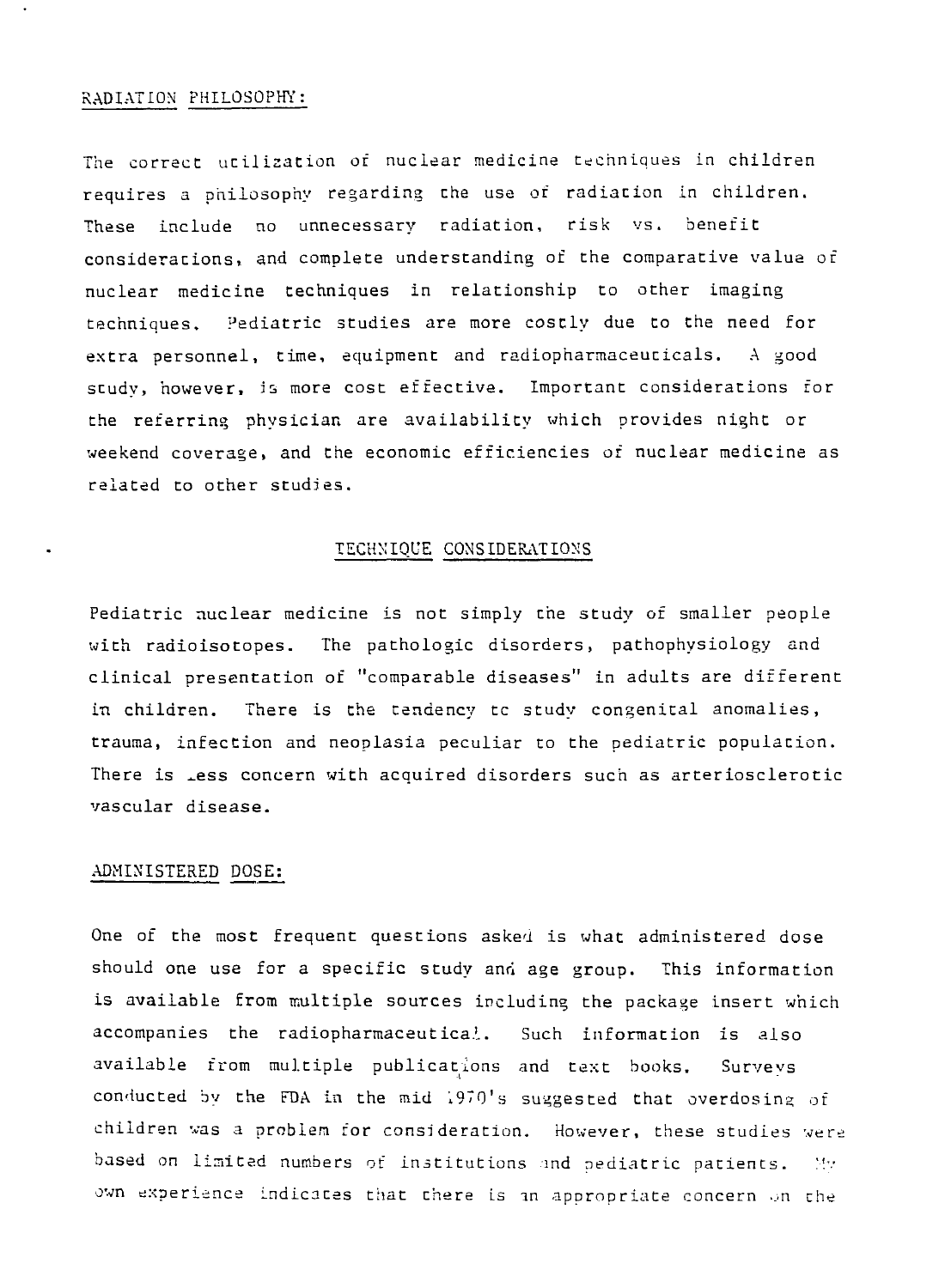RADIATION PHILOSOPHY:

The correct utilization of nuclear medicine techniques in children requires a philosophy regarding the use of radiation in children. These include no unnecessary radiation, risk vs. benefit considerations, and complete understanding of the comparative value of nuclear medicine techniques in relationship to other imaging techniques. Pediatric studies are more costly due to the need for extra personnel, time, equipment and radiopharmaceuticals. A good study, however, is more cost effective. Important considerations for the referring physician are availability which provides night or weekend coverage, and the economic efficiencies of nuclear medicine as related to other studies.

## TECHNIQUE CONSIDERATIONS

Pediatric nuclear medicine is not simply the study of smaller people with radioisotopes. The pathologic disorders, pathophysiology and clinical presentation of "comparable diseases" in adults are different in children. There is the tendency to study congenital anomalies, trauma, infection and neoplasia peculiar to the pediatric population. There is less concern with acquired disorders such as arteriosclerotic vascular disease.

ADMINISTERED DOSE:

One of the most frequent questions asked is what administered dose should one use for a specific study and age group. This information is available from multiple sources including the package insert which accompanies the radiopharmaceutical. Such information is also available from multiple publications and text books. Surveys conducted by the FDA in the mid 1970's suggested that overdosing of children was a problem for consideration. However, these studies were based on limited numbers of institutions and pediatric patients. My own experience indicates that there is an appropriate concern on the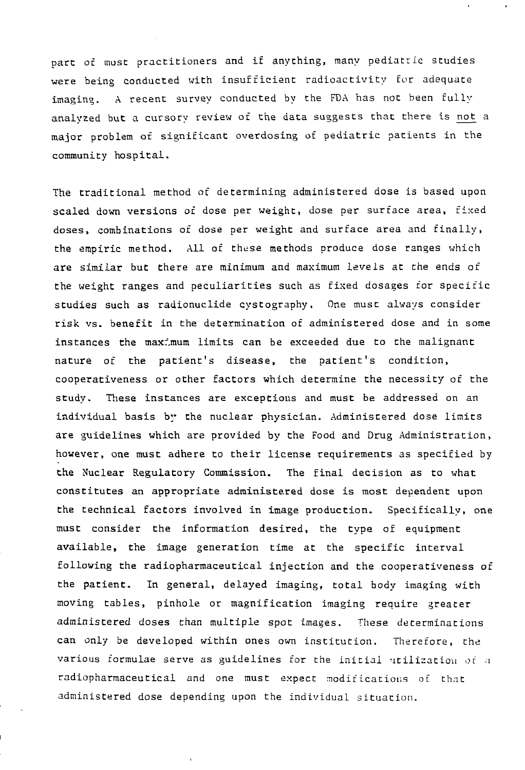part of most practitioners and if anything, many pediatric studies were being conducted with insufficient radioactivity for adequate imaging. A recent survey conducted by the FDA has not been fully analyzed but a cursory review of the data suggests that there is not a major problem of significant overdosing of pediatric patients in the community hospital.

The traditional method of determining administered dose is based upon scaled down versions of dose per weight, dose per surface area, fixed doses, combinations of dose per weight and surface area and finally, the empiric method. All of these methods produce dose ranges which are similar but there are minimum and maximum levels at the ends of the weight ranges and peculiarities such as fixed dosages for specific studies such as radionuclide cystography. One must always consider risk vs. benefit in the determination of administered dose and in some instances the maximum limits can be exceeded due to the malignant nature of the patient's disease, the patient's condition, cooperativeness or other factors which determine the necessity of the study. These instances are exceptions and must be addressed on an individual basis by the nuclear physician. Administered dose limits are guidelines which are provided by the Food and Drug Administration, however, one must adhere to their license requirements as specified by the Nuclear Regulatory Commission. The final decision as to what constitutes an appropriate administered dose is most dependent upon the technical factors involved in image production. Specifically, one must consider the information desired, the type of equipment available, the image generation time at the specific interval following the radiopharmaceutical injection and the cooperativeness of the patient. In general, delayed imaging, total body imaging with moving tables, pinhole or magnification imaging require greater administered doses than multiple spot images. These determinations can only be developed within ones own institution. Therefore, the various formulae serve as guidelines for the initial utilization of a radiopharmaceutical and one must expect modifications of that administered dose depending upon the individual situation.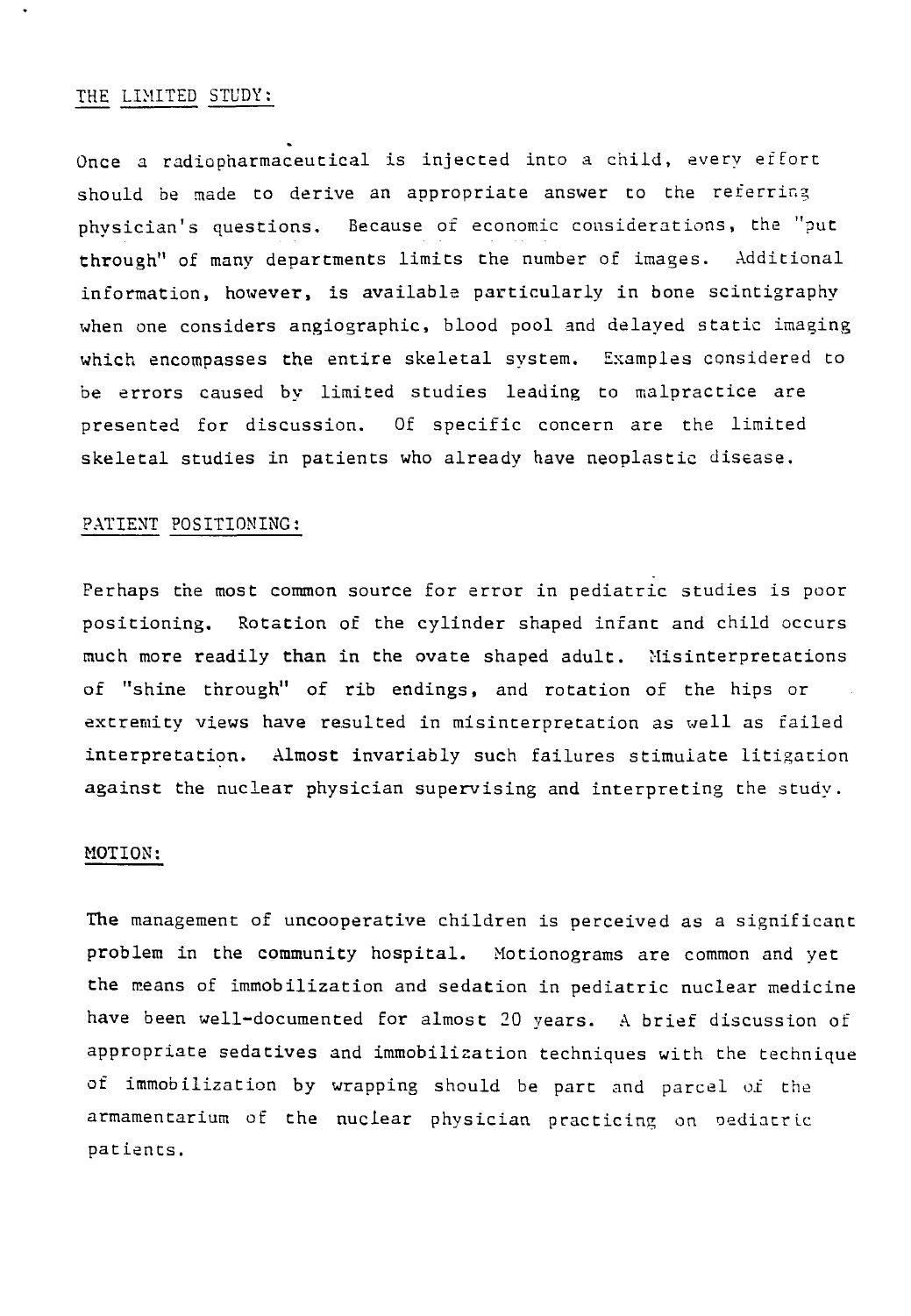## THE LIMITED STUDY:

Once a radiopharmaceutical is injected into a child, every effort should be made to derive an appropriate answer to the referring physician's questions. Because of economic considerations, the "put through" of many departments limits the number of images. Additional information, however, is available particularly in bone scintigraphy when one considers angiographic, blood pool and delayed static imaging which encompasses the entire skeletal system. Examples considered to be errors caused by limited studies leading to malpractice are presented for discussion. Of specific concern are the limited skeletal studies in patients who already have neoplastic disease.

## PATIENT POSITIONING:

Perhaps the most common source for error in pediatric studies is poor positioning. Rotation of the cylinder shaped infant and child occurs much more readily than in the ovate shaped adult. Misinterpretations of "shine through" of rib endings, and rotation of the hips or extremity views have resulted in misinterpretation as well as failed interpretation. Almost invariably such failures stimulate litigation against the nuclear physician supervising and interpreting the study.

## MOTION:

The management of uncooperative children is perceived as a significant problem in the community hospital. Motionograms are common and yet the means of immobilization and sedation in pediatric nuclear medicine have been well-documented for almost 20 years. A brief discussion of appropriate sedatives and immobilization techniques with the technique of immobilization by wrapping should be part and parcel of the armamentarium of the nuclear physician practicing on pediatric patients.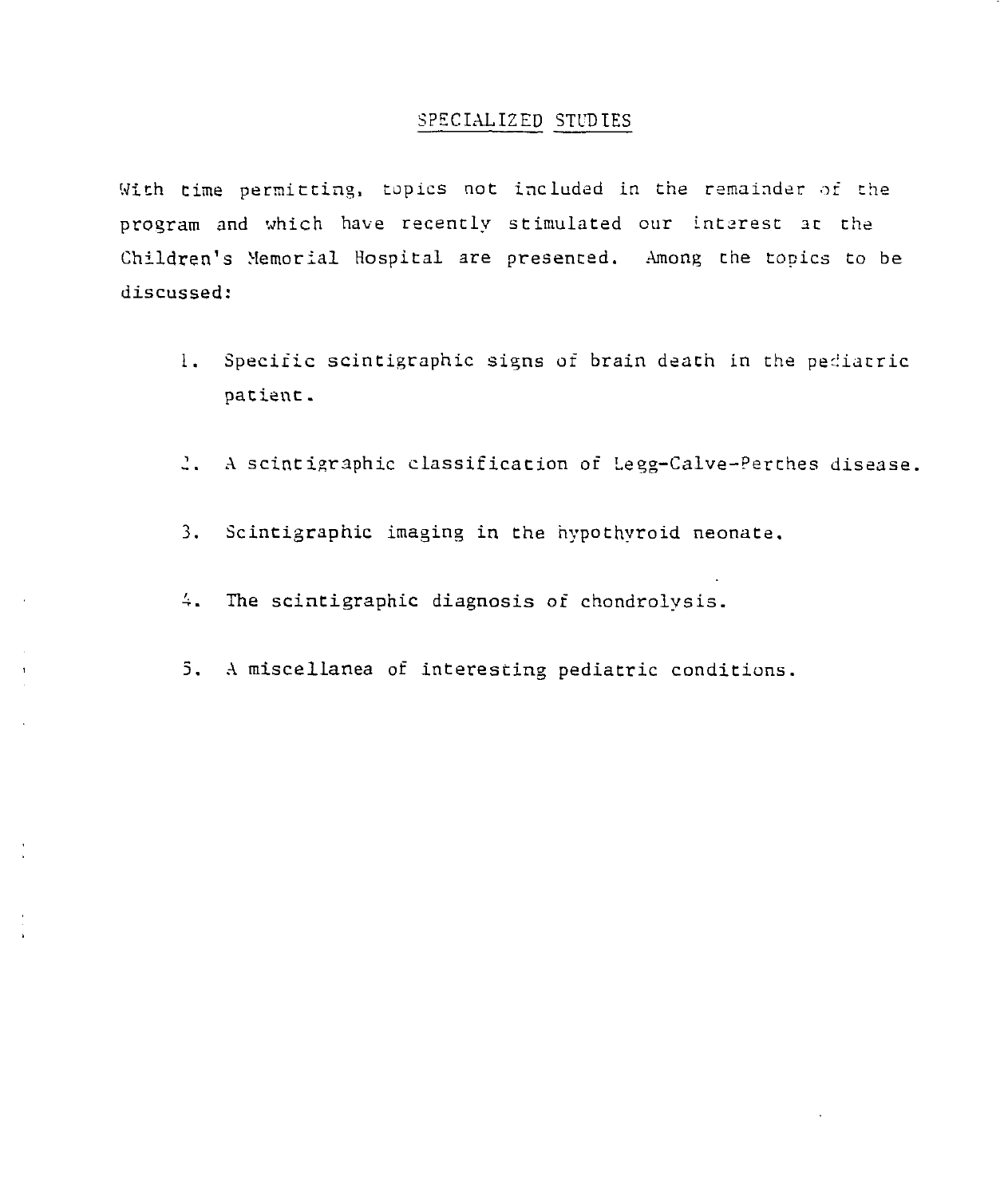## SPECIALIZED STUDIES

With time permitting, topics not included in the remainder of the program and which have recently stimulated our interest at the Children's Memorial Hospital are presented. Among the topics to be discussed:

1. Specific scintigraphic signs of brain death in the pediatric patient.
2. A scintigraphic classification of Legg-Calve-Perthes disease.
3. Scintigraphic imaging in the hypothyroid neonate.
4. The scintigraphic diagnosis of chondrolysis.
5. A miscellanea of interesting pediatric conditions.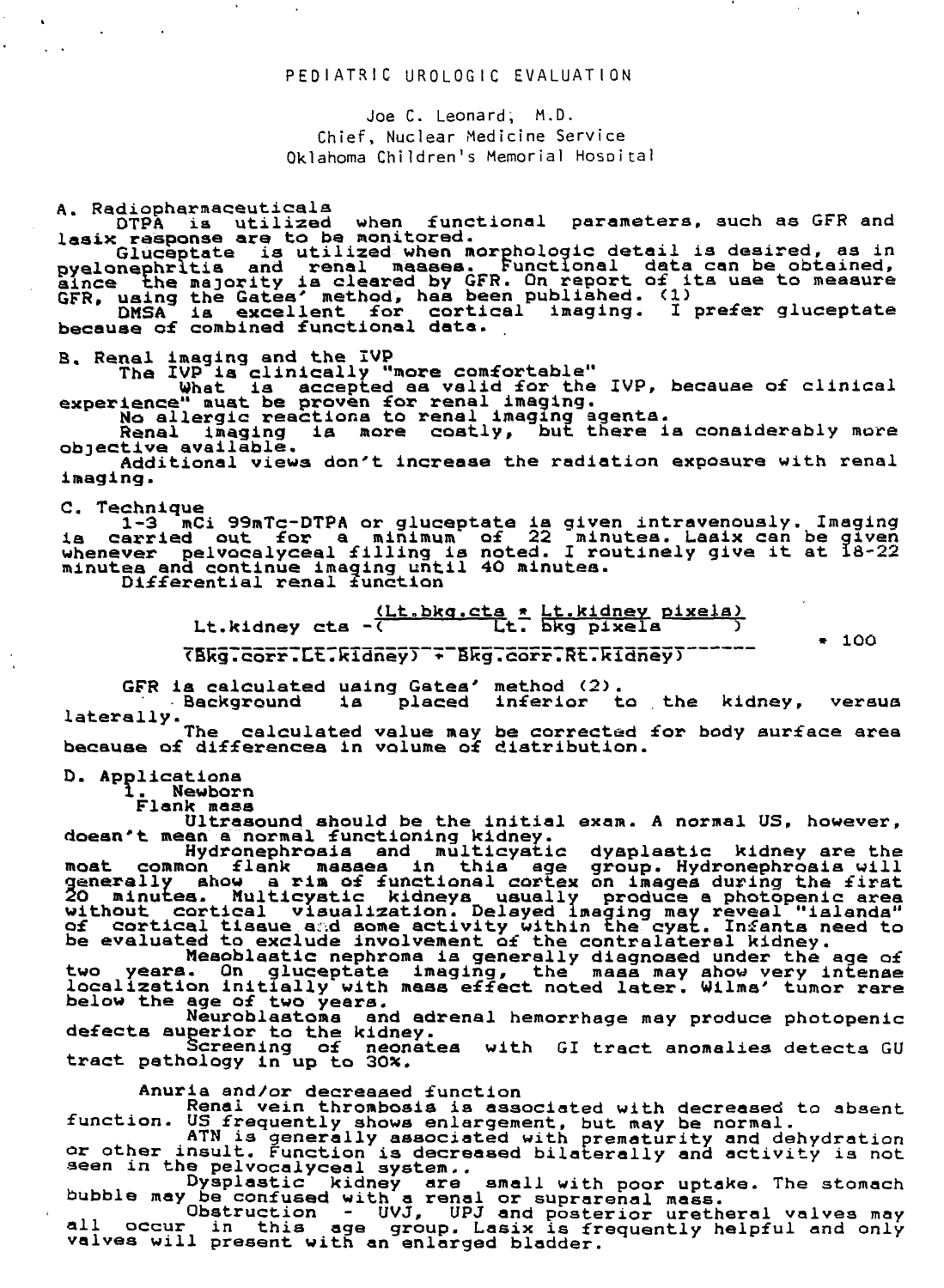# PEDIATRIC UROLOGIC EVALUATION

Joe C. Leonard, M.D.
Chief, Nuclear Medicine Service
Oklahoma Children's Memorial Hospital

## A. Radiopharmaceuticals

DTPA is utilized when functional parameters, such as GFR and lasix response are to be monitored.

Gluceptate is utilized when morphologic detail is desired, as in pyelonephritis and renal masses. Functional data can be obtained, since the majority is cleared by GFR. On report of its use to measure GFR, using the Gates' method, has been published. (1)

DMSA is excellent for cortical imaging. I prefer gluceptate because of combined functional data.

## B. Renal imaging and the IVP

The IVP is clinically "more comfortable"

What is accepted as valid for the IVP, because of clinical experience" must be proven for renal imaging.

No allergic reactions to renal imaging agents.

Renal imaging is more costly, but there is considerably more objective available.

Additional views don't increase the radiation exposure with renal imaging.

## C. Technique

1-3 mCi 99mTc-DTPA or gluceptate is given intravenously. Imaging is carried out for a minimum of 22 minutes. Lasix can be given whenever pelvocalyceal filling is noted. I routinely give it at 18-22 minutes and continue imaging until 40 minutes.

Differential renal function

$$\frac{\text{Lt.kidney cts} - \left(\dfrac{\text{Lt.bkg.cts} * \text{Lt.kidney pixels}}{\text{Lt. bkg pixels}}\right)}{(\text{Bkg.corr.Lt.kidney}) + \text{Bkg.corr.Rt.kidney})} * 100$$

GFR is calculated using Gates' method (2).

Background is placed inferior to the kidney, versus laterally.

The calculated value may be corrected for body surface area because of differences in volume of distribution.

## D. Applications

### 1. Newborn

#### Flank mass

Ultrasound should be the initial exam. A normal US, however, doesn't mean a normal functioning kidney.

Hydronephrosis and multicystic dysplastic kidney are the most common flank masses in this age group. Hydronephrosis will generally show a rim of functional cortex on images during the first 20 minutes. Multicystic kidneys usually produce a photopenic area without cortical visualization. Delayed imaging may reveal "islands" of cortical tissue and some activity within the cyst. Infants need to be evaluated to exclude involvement of the contralateral kidney.

Mesoblastic nephroma is generally diagnosed under the age of two years. On gluceptate imaging, the mass may show very intense localization initially with mass effect noted later. Wilms' tumor rare below the age of two years.

Neuroblastoma and adrenal hemorrhage may produce photopenic defects superior to the kidney.

Screening of neonates with GI tract anomalies detects GU tract pathology in up to 30%.

#### Anuria and/or decreased function

Renal vein thrombosis is associated with decreased to absent function. US frequently shows enlargement, but may be normal.

ATN is generally associated with prematurity and dehydration or other insult. Function is decreased bilaterally and activity is not seen in the pelvocalyceal system..

Dysplastic kidney are small with poor uptake. The stomach bubble may be confused with a renal or suprarenal mass.

Obstruction - UVJ, UPJ and posterior uretheral valves may all occur in this age group. Lasix is frequently helpful and only valves will present with an enlarged bladder.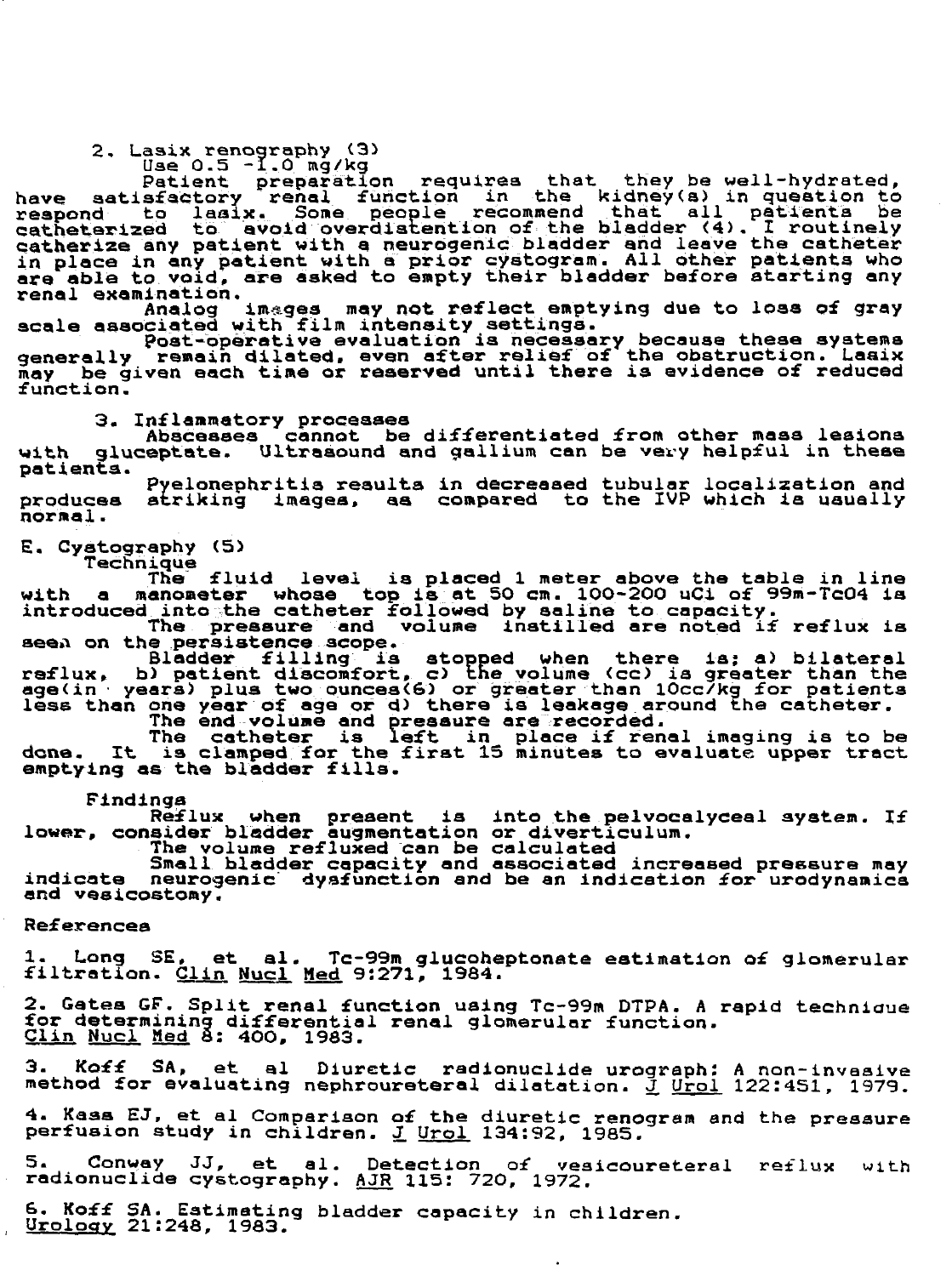2. Lasix renography (3)

Use 0.5 -1.0 mg/kg

Patient preparation requires that they be well-hydrated, have satisfactory renal function in the kidney(s) in question to respond to lasix. Some people recommend that all patients be catheterized to avoid overdistention of the bladder (4). I routinely catherize any patient with a neurogenic bladder and leave the catheter in place in any patient with a prior cystogram. All other patients who are able to void, are asked to empty their bladder before starting any renal examination.

Analog images may not reflect emptying due to loss of gray scale associated with film intensity settings.

Post-operative evaluation is necessary because these systems generally remain dilated, even after relief of the obstruction. Lasix may be given each time or reserved until there is evidence of reduced function.

3. Inflammatory processes

Abscesses cannot be differentiated from other mass lesions with gluceptate. Ultrasound and gallium can be very helpful in these patients.

Pyelonephritis results in decreased tubular localization and produces striking images, as compared to the IVP which is usually normal.

E. Cystography (5)

Technique

The fluid level is placed 1 meter above the table in line with a manometer whose top is at 50 cm. 100-200 uCi of 99m-TcO4 is introduced into the catheter followed by saline to capacity.

The pressure and volume instilled are noted if reflux is seen on the persistence scope.

Bladder filling is stopped when there is; a) bilateral reflux, b) patient discomfort, c) the volume (cc) is greater than the age(in years) plus two ounces(6) or greater than 10cc/kg for patients less than one year of age or d) there is leakage around the catheter.

The end volume and pressure are recorded.

The catheter is left in place if renal imaging is to be done. It is clamped for the first 15 minutes to evaluate upper tract emptying as the bladder fills.

Findings

Reflux when present is into the pelvocalyceal system. If lower, consider bladder augmentation or diverticulum.

The volume refluxed can be calculated

Small bladder capacity and associated increased pressure may indicate neurogenic dysfunction and be an indication for urodynamics and vesicostomy.

References

1. Long SE, et al. Tc-99m glucoheptonate estimation of glomerular filtration. Clin Nucl Med 9:271, 1984.

2. Gates GF. Split renal function using Tc-99m DTPA. A rapid technique for determining differential renal glomerular function. Clin Nucl Med 8: 400, 1983.

3. Koff SA, et al Diuretic radionuclide urograph: A non-invasive method for evaluating nephroureteral dilatation. J Urol 122:451, 1979.

4. Kass EJ, et al Comparison of the diuretic renogram and the pressure perfusion study in children. J Urol 134:92, 1985.

5. Conway JJ, et al. Detection of vesicoureteral reflux with radionuclide cystography. AJR 115: 720, 1972.

6. Koff SA. Estimating bladder capacity in children. Urology 21:248, 1983.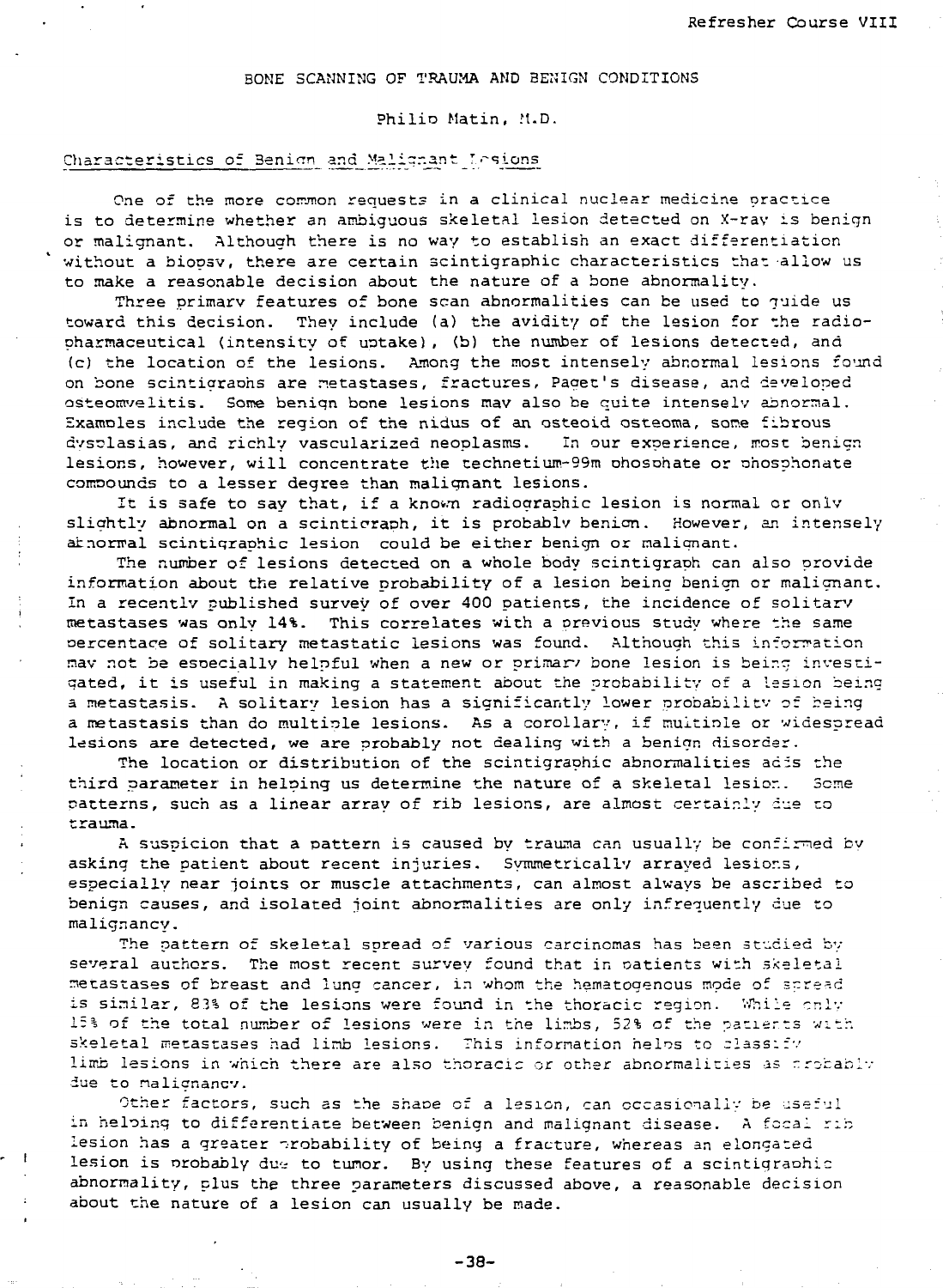# BONE SCANNING OF TRAUMA AND BENIGN CONDITIONS

Philip Matin, M.D.

## Characteristics of Benign and Malignant Lesions

One of the more common requests in a clinical nuclear medicine practice is to determine whether an ambiguous skeletal lesion detected on X-ray is benign or malignant. Although there is no way to establish an exact differentiation without a biopsy, there are certain scintigraphic characteristics that allow us to make a reasonable decision about the nature of a bone abnormality.

Three primary features of bone scan abnormalities can be used to guide us toward this decision. They include (a) the avidity of the lesion for the radiopharmaceutical (intensity of uptake), (b) the number of lesions detected, and (c) the location of the lesions. Among the most intensely abnormal lesions found on bone scintigraphs are metastases, fractures, Paget's disease, and developed osteomyelitis. Some benign bone lesions may also be quite intensely abnormal. Examples include the region of the nidus of an osteoid osteoma, some fibrous dysplasias, and richly vascularized neoplasms. In our experience, most benign lesions, however, will concentrate the technetium-99m phosphate or phosphonate compounds to a lesser degree than malignant lesions.

It is safe to say that, if a known radiographic lesion is normal or only slightly abnormal on a scintigraph, it is probably benign. However, an intensely abnormal scintigraphic lesion could be either benign or malignant.

The number of lesions detected on a whole body scintigraph can also provide information about the relative probability of a lesion being benign or malignant. In a recently published survey of over 400 patients, the incidence of solitary metastases was only 14%. This correlates with a previous study where the same percentage of solitary metastatic lesions was found. Although this information may not be especially helpful when a new or primary bone lesion is being investigated, it is useful in making a statement about the probability of a lesion being a metastasis. A solitary lesion has a significantly lower probability of being a metastasis than do multiple lesions. As a corollary, if multiple or widespread lesions are detected, we are probably not dealing with a benign disorder.

The location or distribution of the scintigraphic abnormalities adds the third parameter in helping us determine the nature of a skeletal lesion. Some patterns, such as a linear array of rib lesions, are almost certainly due to trauma.

A suspicion that a pattern is caused by trauma can usually be confirmed by asking the patient about recent injuries. Symmetrically arrayed lesions, especially near joints or muscle attachments, can almost always be ascribed to benign causes, and isolated joint abnormalities are only infrequently due to malignancy.

The pattern of skeletal spread of various carcinomas has been studied by several authors. The most recent survey found that in patients with skeletal metastases of breast and lung cancer, in whom the hematogenous mode of spread is similar, 83% of the lesions were found in the thoracic region. While only 15% of the total number of lesions were in the limbs, 52% of the patients with skeletal metastases had limb lesions. This information helps to classify limb lesions in which there are also thoracic or other abnormalities as probably due to malignancy.

Other factors, such as the shape of a lesion, can occasionally be useful in helping to differentiate between benign and malignant disease. A focal rib lesion has a greater probability of being a fracture, whereas an elongated lesion is probably due to tumor. By using these features of a scintigraphic abnormality, plus the three parameters discussed above, a reasonable decision about the nature of a lesion can usually be made.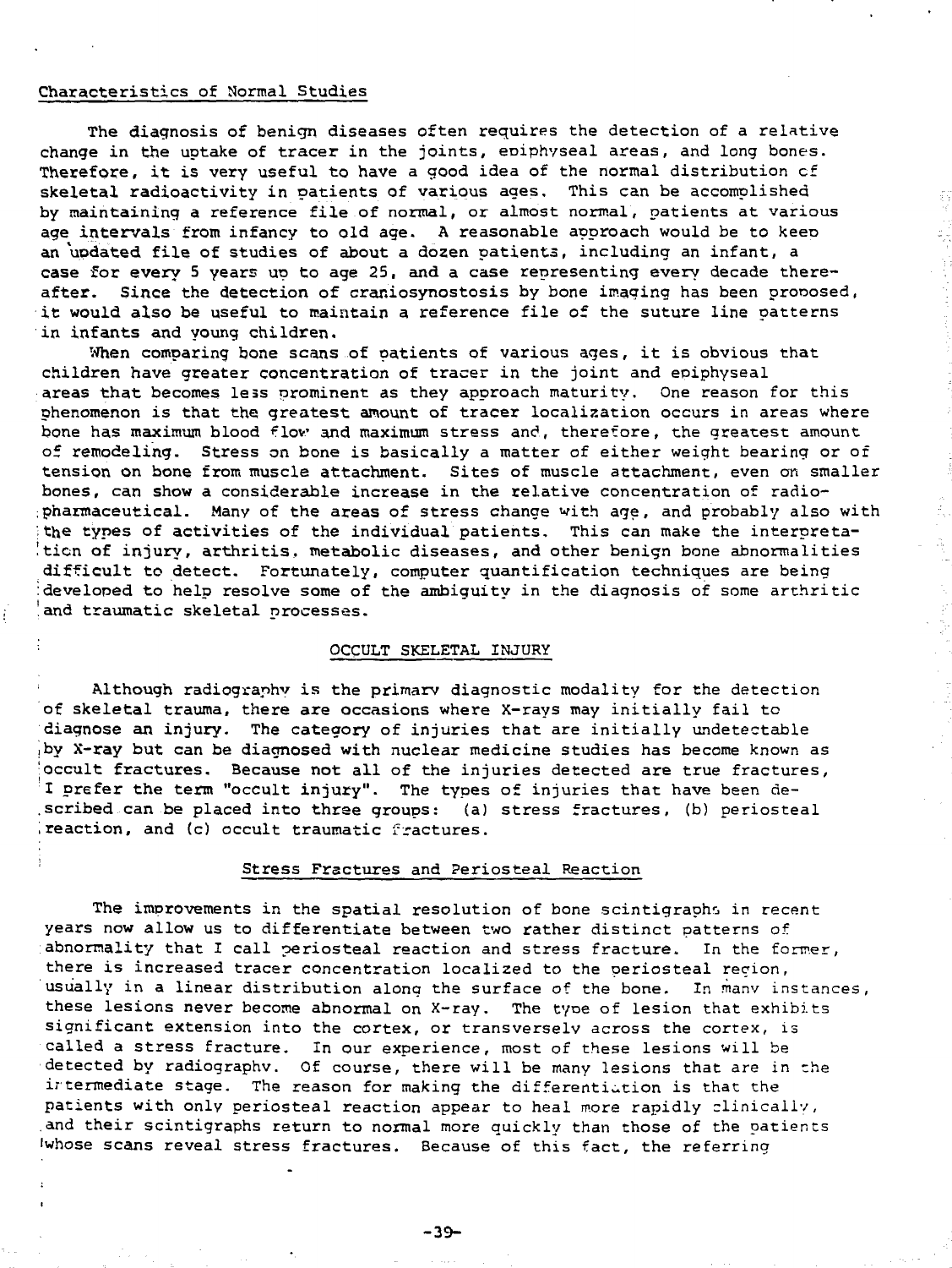## Characteristics of Normal Studies

The diagnosis of benign diseases often requires the detection of a relative change in the uptake of tracer in the joints, epiphyseal areas, and long bones. Therefore, it is very useful to have a good idea of the normal distribution of skeletal radioactivity in patients of various ages. This can be accomplished by maintaining a reference file of normal, or almost normal, patients at various age intervals from infancy to old age. A reasonable approach would be to keep an updated file of studies of about a dozen patients, including an infant, a case for every 5 years up to age 25, and a case representing every decade thereafter. Since the detection of craniosynostosis by bone imaging has been proposed, it would also be useful to maintain a reference file of the suture line patterns in infants and young children.

When comparing bone scans of patients of various ages, it is obvious that children have greater concentration of tracer in the joint and epiphyseal areas that becomes less prominent as they approach maturity. One reason for this phenomenon is that the greatest amount of tracer localization occurs in areas where bone has maximum blood flow and maximum stress and, therefore, the greatest amount of remodeling. Stress on bone is basically a matter of either weight bearing or of tension on bone from muscle attachment. Sites of muscle attachment, even on smaller bones, can show a considerable increase in the relative concentration of radiopharmaceutical. Many of the areas of stress change with age, and probably also with the types of activities of the individual patients. This can make the interpretation of injury, arthritis, metabolic diseases, and other benign bone abnormalities difficult to detect. Fortunately, computer quantification techniques are being developed to help resolve some of the ambiguity in the diagnosis of some arthritic and traumatic skeletal processes.

## OCCULT SKELETAL INJURY

Although radiography is the primary diagnostic modality for the detection of skeletal trauma, there are occasions where X-rays may initially fail to diagnose an injury. The category of injuries that are initially undetectable by X-ray but can be diagnosed with nuclear medicine studies has become known as occult fractures. Because not all of the injuries detected are true fractures, I prefer the term "occult injury". The types of injuries that have been described can be placed into three groups: (a) stress fractures, (b) periosteal reaction, and (c) occult traumatic fractures.

### Stress Fractures and Periosteal Reaction

The improvements in the spatial resolution of bone scintigraphs in recent years now allow us to differentiate between two rather distinct patterns of abnormality that I call periosteal reaction and stress fracture. In the former, there is increased tracer concentration localized to the periosteal region, usually in a linear distribution along the surface of the bone. In many instances, these lesions never become abnormal on X-ray. The type of lesion that exhibits significant extension into the cortex, or transversely across the cortex, is called a stress fracture. In our experience, most of these lesions will be detected by radiography. Of course, there will be many lesions that are in the intermediate stage. The reason for making the differentiation is that the patients with only periosteal reaction appear to heal more rapidly clinically, and their scintigraphs return to normal more quickly than those of the patients whose scans reveal stress fractures. Because of this fact, the referring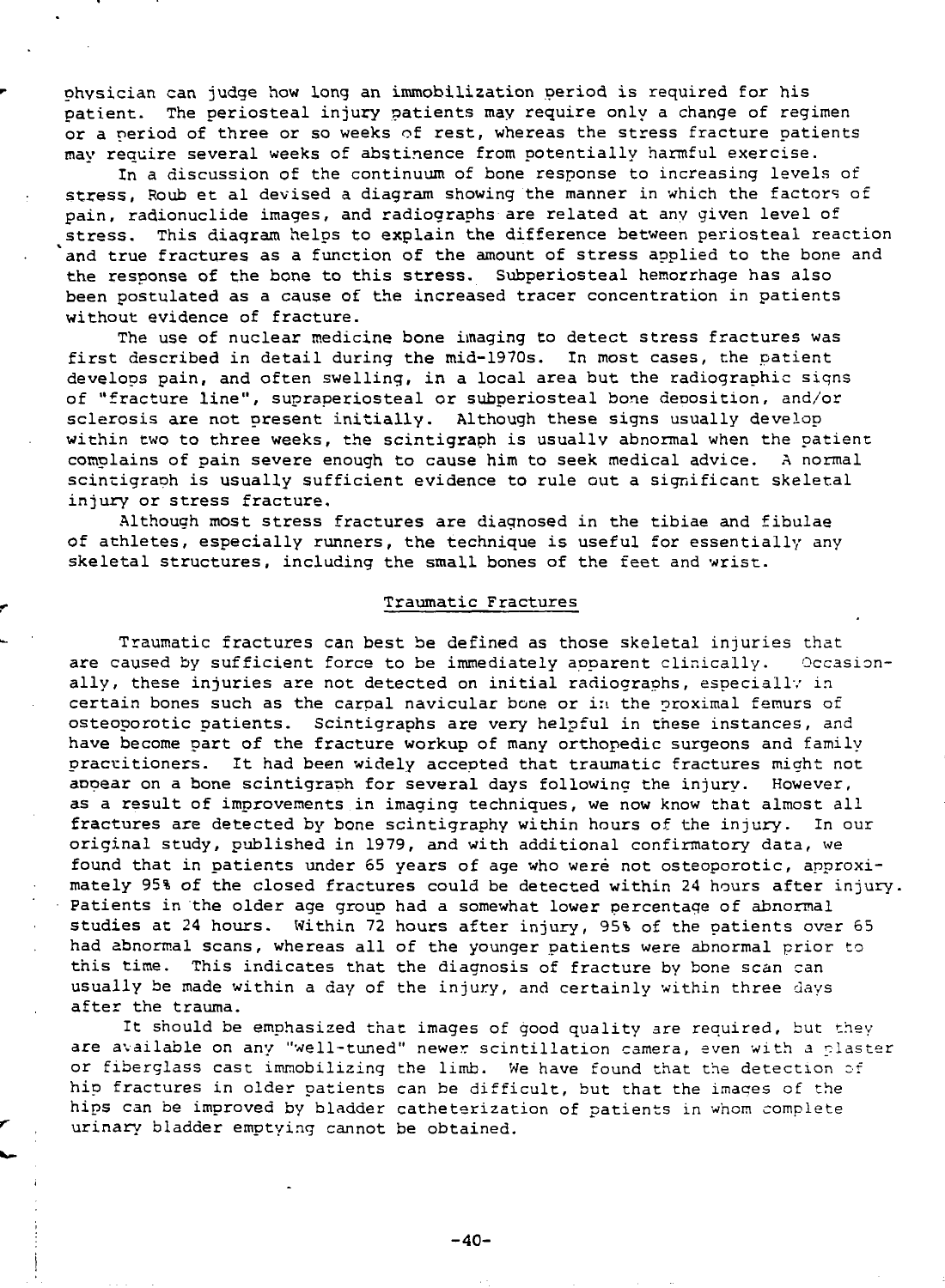physician can judge how long an immobilization period is required for his patient. The periosteal injury patients may require only a change of regimen or a period of three or so weeks of rest, whereas the stress fracture patients may require several weeks of abstinence from potentially harmful exercise.

In a discussion of the continuum of bone response to increasing levels of stress, Roub et al devised a diagram showing the manner in which the factors of pain, radionuclide images, and radiographs are related at any given level of stress. This diagram helps to explain the difference between periosteal reaction and true fractures as a function of the amount of stress applied to the bone and the response of the bone to this stress. Subperiosteal hemorrhage has also been postulated as a cause of the increased tracer concentration in patients without evidence of fracture.

The use of nuclear medicine bone imaging to detect stress fractures was first described in detail during the mid-1970s. In most cases, the patient develops pain, and often swelling, in a local area but the radiographic signs of "fracture line", supraperiosteal or subperiosteal bone deposition, and/or sclerosis are not present initially. Although these signs usually develop within two to three weeks, the scintigraph is usually abnormal when the patient complains of pain severe enough to cause him to seek medical advice. A normal scintigraph is usually sufficient evidence to rule out a significant skeletal injury or stress fracture.

Although most stress fractures are diagnosed in the tibiae and fibulae of athletes, especially runners, the technique is useful for essentially any skeletal structures, including the small bones of the feet and wrist.

## Traumatic Fractures

Traumatic fractures can best be defined as those skeletal injuries that are caused by sufficient force to be immediately apparent clinically. Occasionally, these injuries are not detected on initial radiographs, especially in certain bones such as the carpal navicular bone or in the proximal femurs of osteoporotic patients. Scintigraphs are very helpful in these instances, and have become part of the fracture workup of many orthopedic surgeons and family practitioners. It had been widely accepted that traumatic fractures might not appear on a bone scintigraph for several days following the injury. However, as a result of improvements in imaging techniques, we now know that almost all fractures are detected by bone scintigraphy within hours of the injury. In our original study, published in 1979, and with additional confirmatory data, we found that in patients under 65 years of age who were not osteoporotic, approximately 95% of the closed fractures could be detected within 24 hours after injury. Patients in the older age group had a somewhat lower percentage of abnormal studies at 24 hours. Within 72 hours after injury, 95% of the patients over 65 had abnormal scans, whereas all of the younger patients were abnormal prior to this time. This indicates that the diagnosis of fracture by bone scan can usually be made within a day of the injury, and certainly within three days after the trauma.

It should be emphasized that images of good quality are required, but they are available on any "well-tuned" newer scintillation camera, even with a plaster or fiberglass cast immobilizing the limb. We have found that the detection of hip fractures in older patients can be difficult, but that the images of the hips can be improved by bladder catheterization of patients in whom complete urinary bladder emptying cannot be obtained.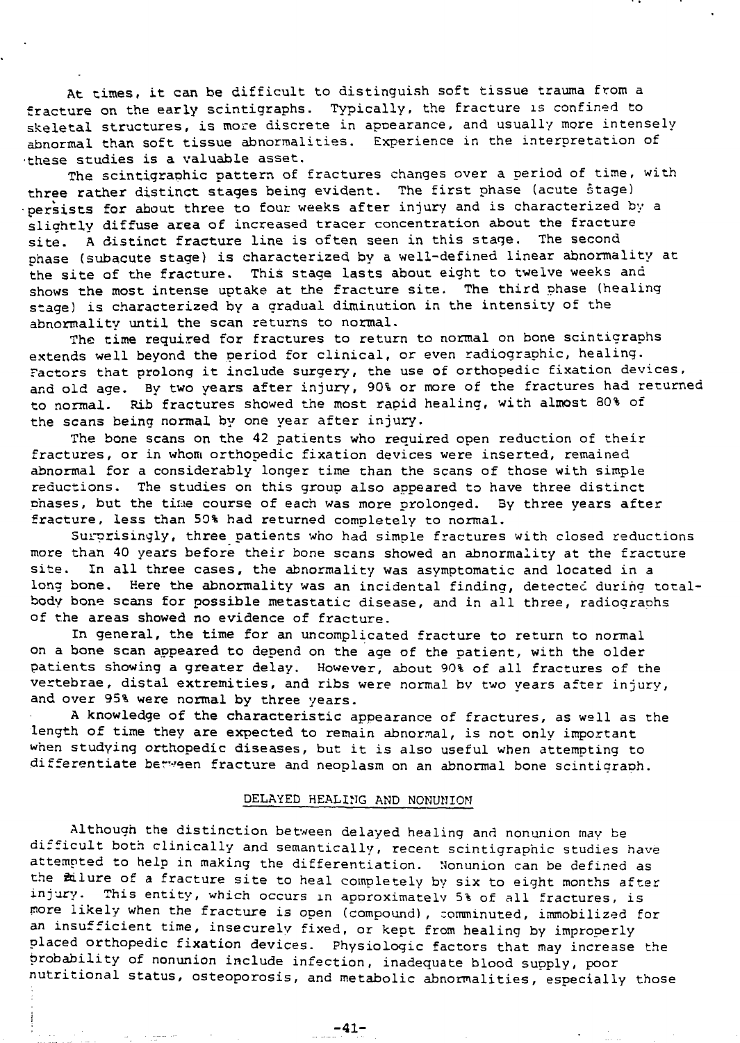At times, it can be difficult to distinguish soft tissue trauma from a fracture on the early scintigraphs. Typically, the fracture is confined to skeletal structures, is more discrete in appearance, and usually more intensely abnormal than soft tissue abnormalities. Experience in the interpretation of these studies is a valuable asset.

The scintigraphic pattern of fractures changes over a period of time, with three rather distinct stages being evident. The first phase (acute stage) persists for about three to four weeks after injury and is characterized by a slightly diffuse area of increased tracer concentration about the fracture site. A distinct fracture line is often seen in this stage. The second phase (subacute stage) is characterized by a well-defined linear abnormality at the site of the fracture. This stage lasts about eight to twelve weeks and shows the most intense uptake at the fracture site. The third phase (healing stage) is characterized by a gradual diminution in the intensity of the abnormality until the scan returns to normal.

The time required for fractures to return to normal on bone scintigraphs extends well beyond the period for clinical, or even radiographic, healing. Factors that prolong it include surgery, the use of orthopedic fixation devices, and old age. By two years after injury, 90% or more of the fractures had returned to normal. Rib fractures showed the most rapid healing, with almost 80% of the scans being normal by one year after injury.

The bone scans on the 42 patients who required open reduction of their fractures, or in whom orthopedic fixation devices were inserted, remained abnormal for a considerably longer time than the scans of those with simple reductions. The studies on this group also appeared to have three distinct phases, but the time course of each was more prolonged. By three years after fracture, less than 50% had returned completely to normal.

Surprisingly, three patients who had simple fractures with closed reductions more than 40 years before their bone scans showed an abnormality at the fracture site. In all three cases, the abnormality was asymptomatic and located in a long bone. Here the abnormality was an incidental finding, detected during total-body bone scans for possible metastatic disease, and in all three, radiographs of the areas showed no evidence of fracture.

In general, the time for an uncomplicated fracture to return to normal on a bone scan appeared to depend on the age of the patient, with the older patients showing a greater delay. However, about 90% of all fractures of the vertebrae, distal extremities, and ribs were normal by two years after injury, and over 95% were normal by three years.

A knowledge of the characteristic appearance of fractures, as well as the length of time they are expected to remain abnormal, is not only important when studying orthopedic diseases, but it is also useful when attempting to differentiate between fracture and neoplasm on an abnormal bone scintigraph.

## DELAYED HEALING AND NONUNION

Although the distinction between delayed healing and nonunion may be difficult both clinically and semantically, recent scintigraphic studies have attempted to help in making the differentiation. Nonunion can be defined as the failure of a fracture site to heal completely by six to eight months after injury. This entity, which occurs in approximately 5% of all fractures, is more likely when the fracture is open (compound), comminuted, immobilized for an insufficient time, insecurely fixed, or kept from healing by improperly placed orthopedic fixation devices. Physiologic factors that may increase the probability of nonunion include infection, inadequate blood supply, poor nutritional status, osteoporosis, and metabolic abnormalities, especially those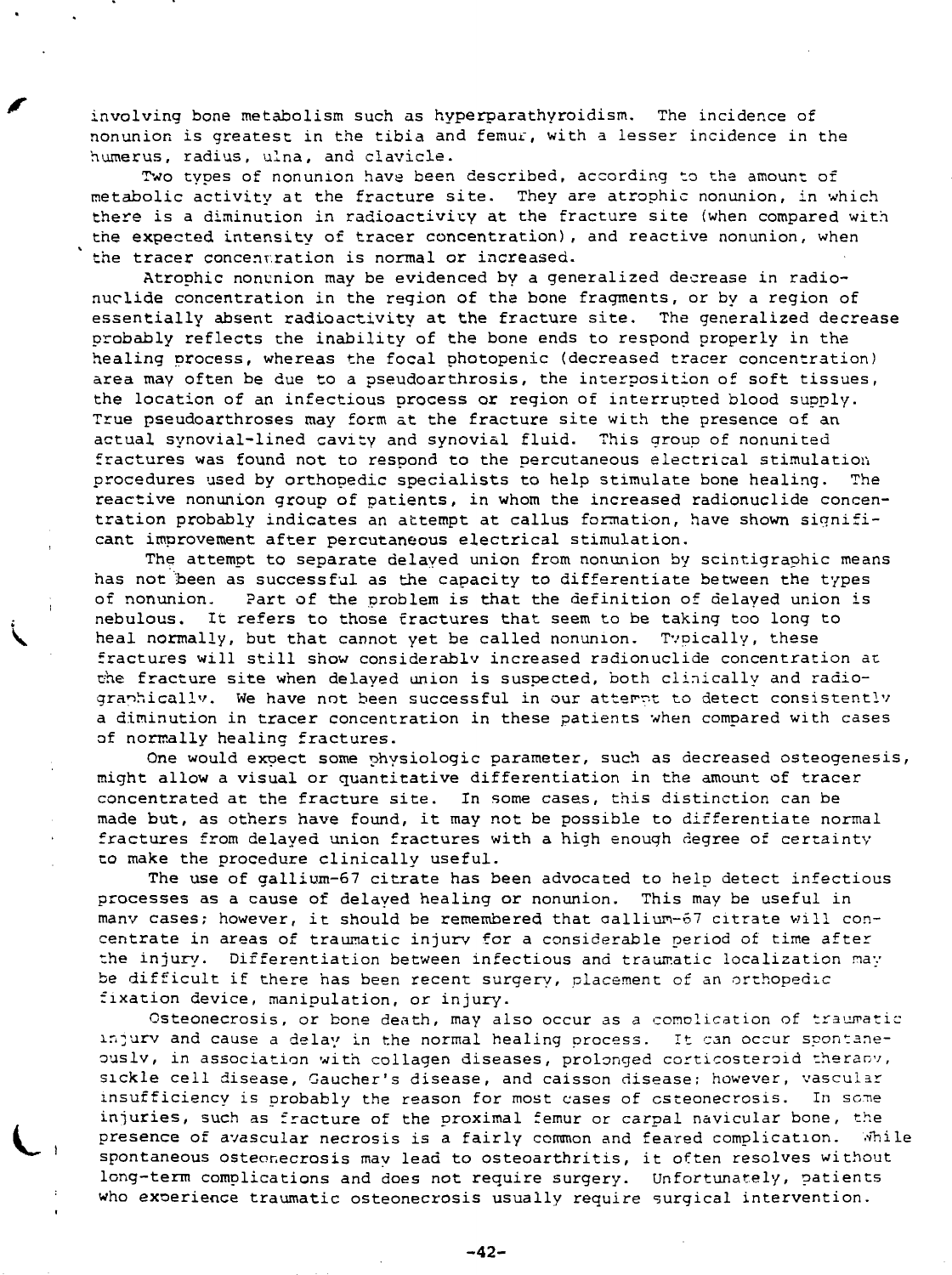involving bone metabolism such as hyperparathyroidism. The incidence of nonunion is greatest in the tibia and femur, with a lesser incidence in the humerus, radius, ulna, and clavicle.

Two types of nonunion have been described, according to the amount of metabolic activity at the fracture site. They are atrophic nonunion, in which there is a diminution in radioactivity at the fracture site (when compared with the expected intensity of tracer concentration), and reactive nonunion, when the tracer concentration is normal or increased.

Atrophic nonunion may be evidenced by a generalized decrease in radionuclide concentration in the region of the bone fragments, or by a region of essentially absent radioactivity at the fracture site. The generalized decrease probably reflects the inability of the bone ends to respond properly in the healing process, whereas the focal photopenic (decreased tracer concentration) area may often be due to a pseudoarthrosis, the interposition of soft tissues, the location of an infectious process or region of interrupted blood supply. True pseudoarthroses may form at the fracture site with the presence of an actual synovial-lined cavity and synovial fluid. This group of nonunited fractures was found not to respond to the percutaneous electrical stimulation procedures used by orthopedic specialists to help stimulate bone healing. The reactive nonunion group of patients, in whom the increased radionuclide concentration probably indicates an attempt at callus formation, have shown significant improvement after percutaneous electrical stimulation.

The attempt to separate delayed union from nonunion by scintigraphic means has not been as successful as the capacity to differentiate between the types of nonunion. Part of the problem is that the definition of delayed union is nebulous. It refers to those fractures that seem to be taking too long to heal normally, but that cannot yet be called nonunion. Typically, these fractures will still show considerably increased radionuclide concentration at the fracture site when delayed union is suspected, both clinically and radiographically. We have not been successful in our attempt to detect consistently a diminution in tracer concentration in these patients when compared with cases of normally healing fractures.

One would expect some physiologic parameter, such as decreased osteogenesis, might allow a visual or quantitative differentiation in the amount of tracer concentrated at the fracture site. In some cases, this distinction can be made but, as others have found, it may not be possible to differentiate normal fractures from delayed union fractures with a high enough degree of certainty to make the procedure clinically useful.

The use of gallium-67 citrate has been advocated to help detect infectious processes as a cause of delayed healing or nonunion. This may be useful in many cases; however, it should be remembered that gallium-67 citrate will concentrate in areas of traumatic injury for a considerable period of time after the injury. Differentiation between infectious and traumatic localization may be difficult if there has been recent surgery, placement of an orthopedic fixation device, manipulation, or injury.

Osteonecrosis, or bone death, may also occur as a complication of traumatic injury and cause a delay in the normal healing process. It can occur spontaneously, in association with collagen diseases, prolonged corticosteroid therapy, sickle cell disease, Gaucher's disease, and caisson disease; however, vascular insufficiency is probably the reason for most cases of osteonecrosis. In some injuries, such as fracture of the proximal femur or carpal navicular bone, the presence of avascular necrosis is a fairly common and feared complication. While spontaneous osteonecrosis may lead to osteoarthritis, it often resolves without long-term complications and does not require surgery. Unfortunately, patients who experience traumatic osteonecrosis usually require surgical intervention.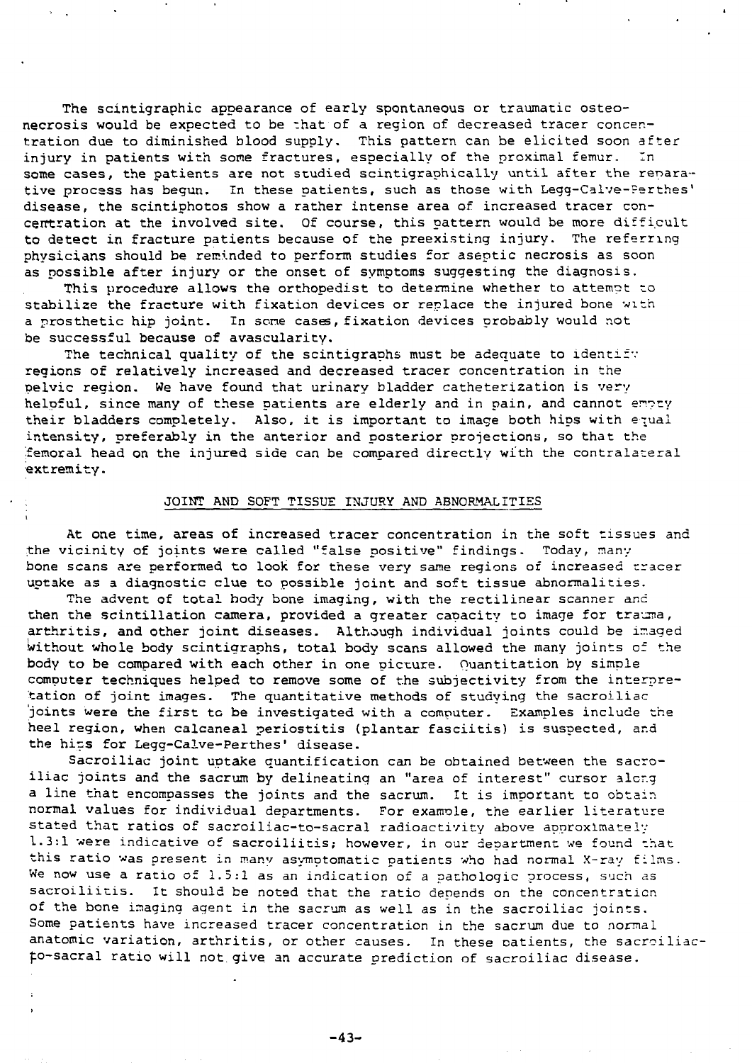The scintigraphic appearance of early spontaneous or traumatic osteonecrosis would be expected to be that of a region of decreased tracer concentration due to diminished blood supply. This pattern can be elicited soon after injury in patients with some fractures, especially of the proximal femur. In some cases, the patients are not studied scintigraphically until after the reparative process has begun. In these patients, such as those with Legg-Calve-Perthes' disease, the scintiphotos show a rather intense area of increased tracer concentration at the involved site. Of course, this pattern would be more difficult to detect in fracture patients because of the preexisting injury. The referring physicians should be reminded to perform studies for aseptic necrosis as soon as possible after injury or the onset of symptoms suggesting the diagnosis.

This procedure allows the orthopedist to determine whether to attempt to stabilize the fracture with fixation devices or replace the injured bone with a prosthetic hip joint. In some cases, fixation devices probably would not be successful because of avascularity.

The technical quality of the scintigraphs must be adequate to identify regions of relatively increased and decreased tracer concentration in the pelvic region. We have found that urinary bladder catheterization is very helpful, since many of these patients are elderly and in pain, and cannot empty their bladders completely. Also, it is important to image both hips with equal intensity, preferably in the anterior and posterior projections, so that the femoral head on the injured side can be compared directly with the contralateral extremity.

## JOINT AND SOFT TISSUE INJURY AND ABNORMALITIES

At one time, areas of increased tracer concentration in the soft tissues and the vicinity of joints were called "false positive" findings. Today, many bone scans are performed to look for these very same regions of increased tracer uptake as a diagnostic clue to possible joint and soft tissue abnormalities.

The advent of total body bone imaging, with the rectilinear scanner and then the scintillation camera, provided a greater capacity to image for trauma, arthritis, and other joint diseases. Although individual joints could be imaged without whole body scintigraphs, total body scans allowed the many joints of the body to be compared with each other in one picture. Quantitation by simple computer techniques helped to remove some of the subjectivity from the interpretation of joint images. The quantitative methods of studying the sacroiliac joints were the first to be investigated with a computer. Examples include the heel region, when calcaneal periostitis (plantar fasciitis) is suspected, and the hips for Legg-Calve-Perthes' disease.

Sacroiliac joint uptake quantification can be obtained between the sacroiliac joints and the sacrum by delineating an "area of interest" cursor along a line that encompasses the joints and the sacrum. It is important to obtain normal values for individual departments. For example, the earlier literature stated that ratios of sacroiliac-to-sacral radioactivity above approximately 1.3:1 were indicative of sacroiliitis; however, in our department we found that this ratio was present in many asymptomatic patients who had normal X-ray films. We now use a ratio of 1.5:1 as an indication of a pathologic process, such as sacroiliitis. It should be noted that the ratio depends on the concentration of the bone imaging agent in the sacrum as well as in the sacroiliac joints. Some patients have increased tracer concentration in the sacrum due to normal anatomic variation, arthritis, or other causes. In these patients, the sacroiliac-to-sacral ratio will not give an accurate prediction of sacroiliac disease.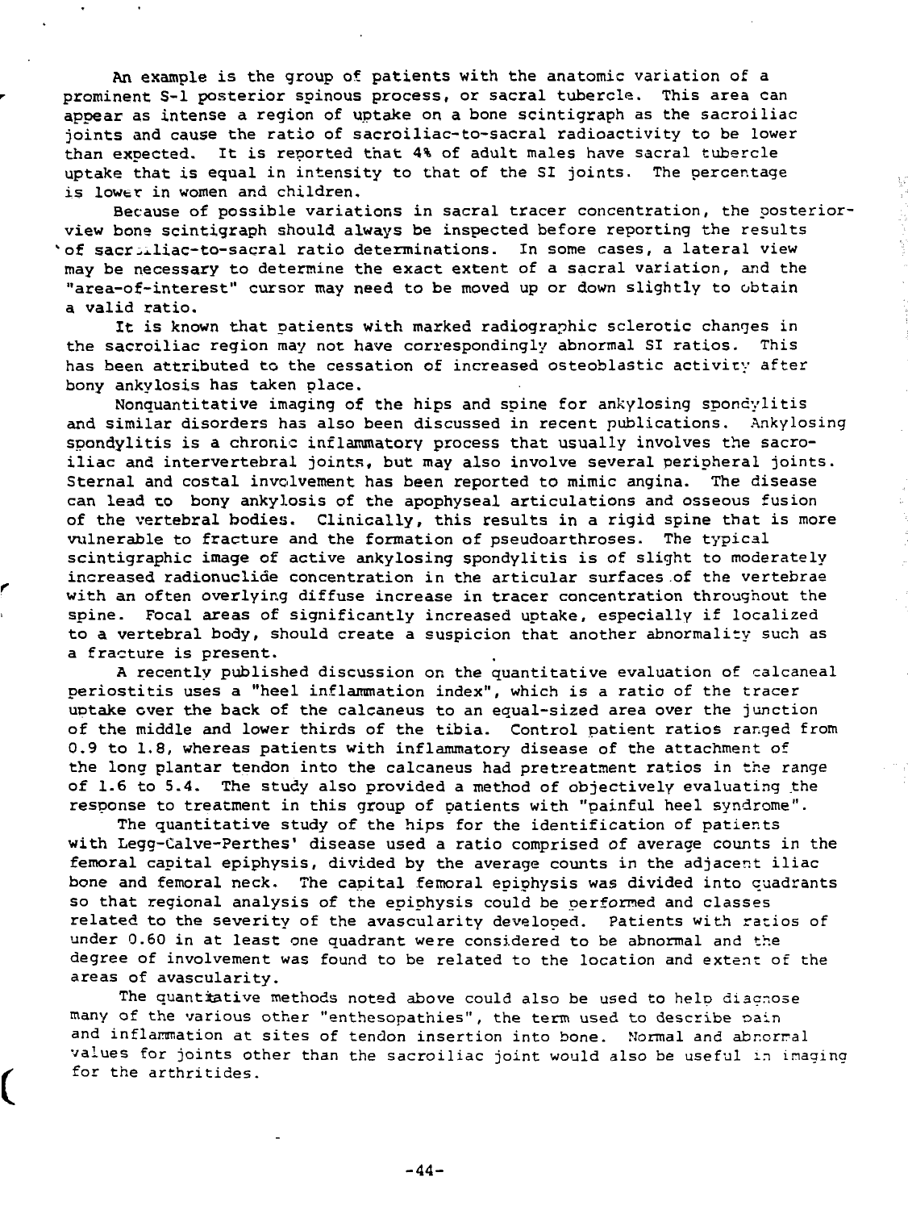An example is the group of patients with the anatomic variation of a prominent S-1 posterior spinous process, or sacral tubercle. This area can appear as intense a region of uptake on a bone scintigraph as the sacroiliac joints and cause the ratio of sacroiliac-to-sacral radioactivity to be lower than expected. It is reported that 4% of adult males have sacral tubercle uptake that is equal in intensity to that of the SI joints. The percentage is lower in women and children.

Because of possible variations in sacral tracer concentration, the posterior-view bone scintigraph should always be inspected before reporting the results of sacroiliac-to-sacral ratio determinations. In some cases, a lateral view may be necessary to determine the exact extent of a sacral variation, and the "area-of-interest" cursor may need to be moved up or down slightly to obtain a valid ratio.

It is known that patients with marked radiographic sclerotic changes in the sacroiliac region may not have correspondingly abnormal SI ratios. This has been attributed to the cessation of increased osteoblastic activity after bony ankylosis has taken place.

Nonquantitative imaging of the hips and spine for ankylosing spondylitis and similar disorders has also been discussed in recent publications. Ankylosing spondylitis is a chronic inflammatory process that usually involves the sacro-iliac and intervertebral joints, but may also involve several peripheral joints. Sternal and costal involvement has been reported to mimic angina. The disease can lead to bony ankylosis of the apophyseal articulations and osseous fusion of the vertebral bodies. Clinically, this results in a rigid spine that is more vulnerable to fracture and the formation of pseudoarthroses. The typical scintigraphic image of active ankylosing spondylitis is of slight to moderately increased radionuclide concentration in the articular surfaces of the vertebrae with an often overlying diffuse increase in tracer concentration throughout the spine. Focal areas of significantly increased uptake, especially if localized to a vertebral body, should create a suspicion that another abnormality such as a fracture is present.

A recently published discussion on the quantitative evaluation of calcaneal periostitis uses a "heel inflammation index", which is a ratio of the tracer uptake over the back of the calcaneus to an equal-sized area over the junction of the middle and lower thirds of the tibia. Control patient ratios ranged from 0.9 to 1.8, whereas patients with inflammatory disease of the attachment of the long plantar tendon into the calcaneus had pretreatment ratios in the range of 1.6 to 5.4. The study also provided a method of objectively evaluating the response to treatment in this group of patients with "painful heel syndrome".

The quantitative study of the hips for the identification of patients with Legg-Calve-Perthes' disease used a ratio comprised of average counts in the femoral capital epiphysis, divided by the average counts in the adjacent iliac bone and femoral neck. The capital femoral epiphysis was divided into quadrants so that regional analysis of the epiphysis could be performed and classes related to the severity of the avascularity developed. Patients with ratios of under 0.60 in at least one quadrant were considered to be abnormal and the degree of involvement was found to be related to the location and extent of the areas of avascularity.

The quantitative methods noted above could also be used to help diagnose many of the various other "enthesopathies", the term used to describe pain and inflammation at sites of tendon insertion into bone. Normal and abnormal values for joints other than the sacroiliac joint would also be useful in imaging for the arthritides.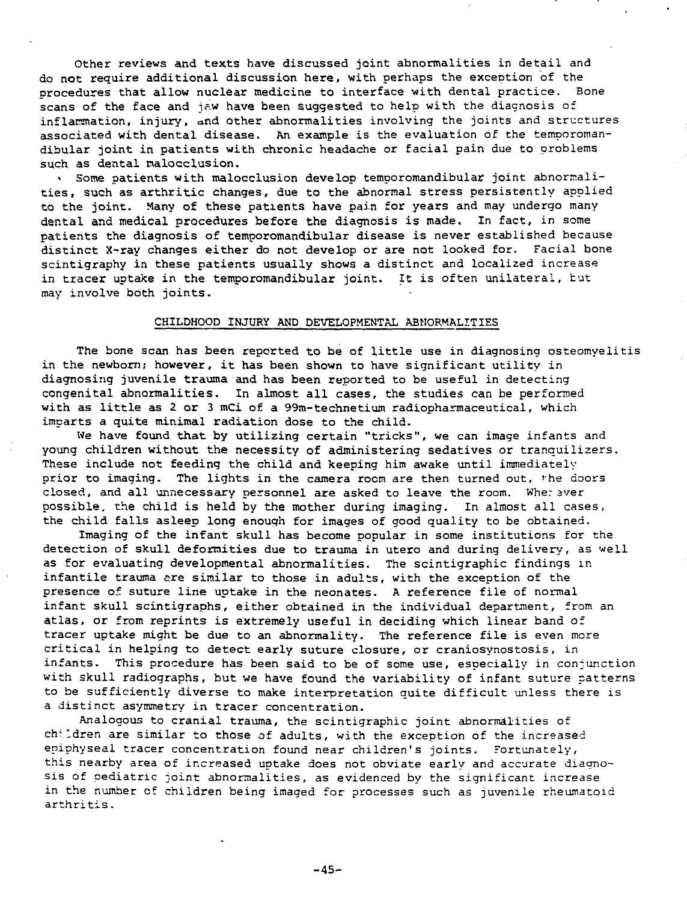Other reviews and texts have discussed joint abnormalities in detail and do not require additional discussion here, with perhaps the exception of the procedures that allow nuclear medicine to interface with dental practice. Bone scans of the face and jaw have been suggested to help with the diagnosis of inflammation, injury, and other abnormalities involving the joints and structures associated with dental disease. An example is the evaluation of the temporomandibular joint in patients with chronic headache or facial pain due to problems such as dental malocclusion.

Some patients with malocclusion develop temporomandibular joint abnormalities, such as arthritic changes, due to the abnormal stress persistently applied to the joint. Many of these patients have pain for years and may undergo many dental and medical procedures before the diagnosis is made. In fact, in some patients the diagnosis of temporomandibular disease is never established because distinct X-ray changes either do not develop or are not looked for. Facial bone scintigraphy in these patients usually shows a distinct and localized increase in tracer uptake in the temporomandibular joint. It is often unilateral, but may involve both joints.

## CHILDHOOD INJURY AND DEVELOPMENTAL ABNORMALITIES

The bone scan has been reported to be of little use in diagnosing osteomyelitis in the newborn; however, it has been shown to have significant utility in diagnosing juvenile trauma and has been reported to be useful in detecting congenital abnormalities. In almost all cases, the studies can be performed with as little as 2 or 3 mCi of a 99m-technetium radiopharmaceutical, which imparts a quite minimal radiation dose to the child.

We have found that by utilizing certain "tricks", we can image infants and young children without the necessity of administering sedatives or tranquilizers. These include not feeding the child and keeping him awake until immediately prior to imaging. The lights in the camera room are then turned out, the doors closed, and all unnecessary personnel are asked to leave the room. Wherever possible, the child is held by the mother during imaging. In almost all cases, the child falls asleep long enough for images of good quality to be obtained.

Imaging of the infant skull has become popular in some institutions for the detection of skull deformities due to trauma in utero and during delivery, as well as for evaluating developmental abnormalities. The scintigraphic findings in infantile trauma are similar to those in adults, with the exception of the presence of suture line uptake in the neonates. A reference file of normal infant skull scintigraphs, either obtained in the individual department, from an atlas, or from reprints is extremely useful in deciding which linear band of tracer uptake might be due to an abnormality. The reference file is even more critical in helping to detect early suture closure, or craniosynostosis, in infants. This procedure has been said to be of some use, especially in conjunction with skull radiographs, but we have found the variability of infant suture patterns to be sufficiently diverse to make interpretation quite difficult unless there is a distinct asymmetry in tracer concentration.

Analogous to cranial trauma, the scintigraphic joint abnormalities of children are similar to those of adults, with the exception of the increased epiphyseal tracer concentration found near children's joints. Fortunately, this nearby area of increased uptake does not obviate early and accurate diagnosis of pediatric joint abnormalities, as evidenced by the significant increase in the number of children being imaged for processes such as juvenile rheumatoid arthritis.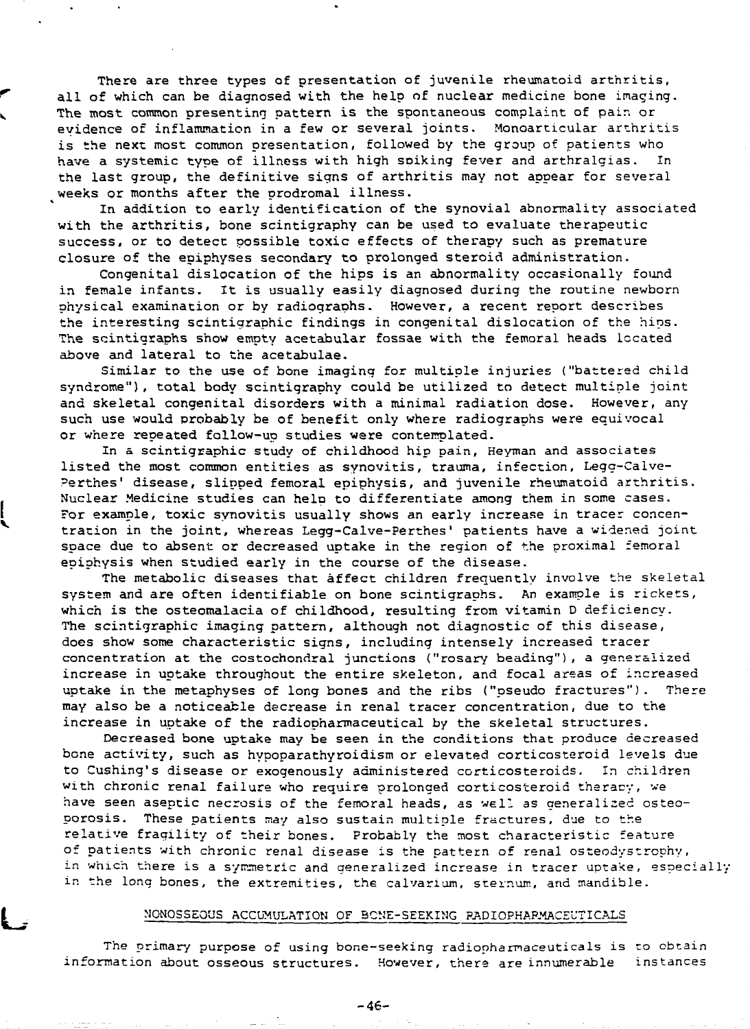There are three types of presentation of juvenile rheumatoid arthritis, all of which can be diagnosed with the help of nuclear medicine bone imaging. The most common presenting pattern is the spontaneous complaint of pain or evidence of inflammation in a few or several joints. Monoarticular arthritis is the next most common presentation, followed by the group of patients who have a systemic type of illness with high spiking fever and arthralgias. In the last group, the definitive signs of arthritis may not appear for several weeks or months after the prodromal illness.

In addition to early identification of the synovial abnormality associated with the arthritis, bone scintigraphy can be used to evaluate therapeutic success, or to detect possible toxic effects of therapy such as premature closure of the epiphyses secondary to prolonged steroid administration.

Congenital dislocation of the hips is an abnormality occasionally found in female infants. It is usually easily diagnosed during the routine newborn physical examination or by radiographs. However, a recent report describes the interesting scintigraphic findings in congenital dislocation of the hips. The scintigraphs show empty acetabular fossae with the femoral heads located above and lateral to the acetabulae.

Similar to the use of bone imaging for multiple injuries ("battered child syndrome"), total body scintigraphy could be utilized to detect multiple joint and skeletal congenital disorders with a minimal radiation dose. However, any such use would probably be of benefit only where radiographs were equivocal or where repeated follow-up studies were contemplated.

In a scintigraphic study of childhood hip pain, Heyman and associates listed the most common entities as synovitis, trauma, infection, Legg-Calve-Perthes' disease, slipped femoral epiphysis, and juvenile rheumatoid arthritis. Nuclear Medicine studies can help to differentiate among them in some cases. For example, toxic synovitis usually shows an early increase in tracer concentration in the joint, whereas Legg-Calve-Perthes' patients have a widened joint space due to absent or decreased uptake in the region of the proximal femoral epiphysis when studied early in the course of the disease.

The metabolic diseases that affect children frequently involve the skeletal system and are often identifiable on bone scintigraphs. An example is rickets, which is the osteomalacia of childhood, resulting from vitamin D deficiency. The scintigraphic imaging pattern, although not diagnostic of this disease, does show some characteristic signs, including intensely increased tracer concentration at the costochondral junctions ("rosary beading"), a generalized increase in uptake throughout the entire skeleton, and focal areas of increased uptake in the metaphyses of long bones and the ribs ("pseudo fractures"). There may also be a noticeable decrease in renal tracer concentration, due to the increase in uptake of the radiopharmaceutical by the skeletal structures.

Decreased bone uptake may be seen in the conditions that produce decreased bone activity, such as hypoparathyroidism or elevated corticosteroid levels due to Cushing's disease or exogenously administered corticosteroids. In children with chronic renal failure who require prolonged corticosteroid therapy, we have seen aseptic necrosis of the femoral heads, as well as generalized osteoporosis. These patients may also sustain multiple fractures, due to the relative fragility of their bones. Probably the most characteristic feature of patients with chronic renal disease is the pattern of renal osteodystrophy, in which there is a symmetric and generalized increase in tracer uptake, especially in the long bones, the extremities, the calvarium, sternum, and mandible.

## NONOSSEOUS ACCUMULATION OF BONE-SEEKING RADIOPHARMACEUTICALS

The primary purpose of using bone-seeking radiopharmaceuticals is to obtain information about osseous structures. However, there are innumerable instances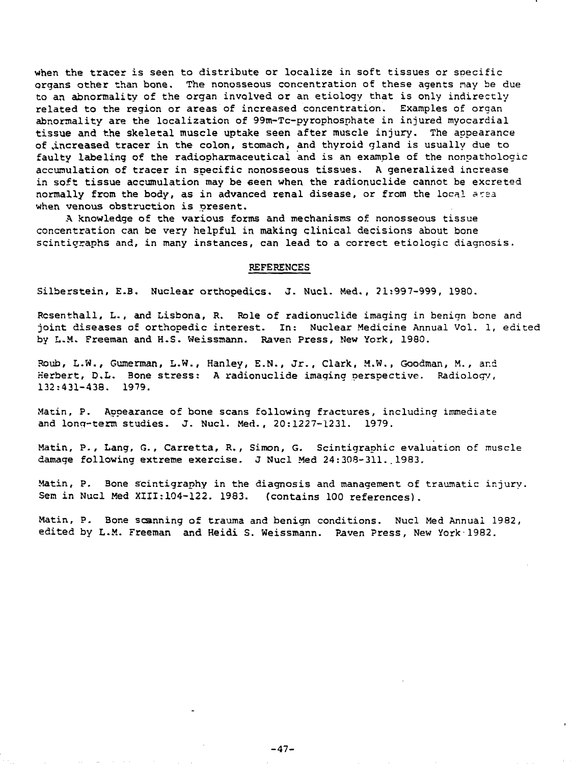when the tracer is seen to distribute or localize in soft tissues or specific organs other than bone. The nonosseous concentration of these agents may be due to an abnormality of the organ involved or an etiology that is only indirectly related to the region or areas of increased concentration. Examples of organ abnormality are the localization of 99m-Tc-pyrophosphate in injured myocardial tissue and the skeletal muscle uptake seen after muscle injury. The appearance of increased tracer in the colon, stomach, and thyroid gland is usually due to faulty labeling of the radiopharmaceutical and is an example of the nonpathologic accumulation of tracer in specific nonosseous tissues. A generalized increase in soft tissue accumulation may be seen when the radionuclide cannot be excreted normally from the body, as in advanced renal disease, or from the local area when venous obstruction is present.

A knowledge of the various forms and mechanisms of nonosseous tissue concentration can be very helpful in making clinical decisions about bone scintigraphs and, in many instances, can lead to a correct etiologic diagnosis.

## REFERENCES

Silberstein, E.B. Nuclear orthopedics. J. Nucl. Med., 21:997-999, 1980.

Rosenthall, L., and Lisbona, R. Role of radionuclide imaging in benign bone and joint diseases of orthopedic interest. In: Nuclear Medicine Annual Vol. 1, edited by L.M. Freeman and H.S. Weissmann. Raven Press, New York, 1980.

Roub, L.W., Gumerman, L.W., Hanley, E.N., Jr., Clark, M.W., Goodman, M., and Herbert, D.L. Bone stress: A radionuclide imaging perspective. Radiology, 132:431-438. 1979.

Matin, P. Appearance of bone scans following fractures, including immediate and long-term studies. J. Nucl. Med., 20:1227-1231. 1979.

Matin, P., Lang, G., Carretta, R., Simon, G. Scintigraphic evaluation of muscle damage following extreme exercise. J Nucl Med 24:308-311. 1983.

Matin, P. Bone scintigraphy in the diagnosis and management of traumatic injury. Sem in Nucl Med XIII:104-122. 1983. (contains 100 references).

Matin, P. Bone scanning of trauma and benign conditions. Nucl Med Annual 1982, edited by L.M. Freeman and Heidi S. Weissmann. Raven Press, New York 1982.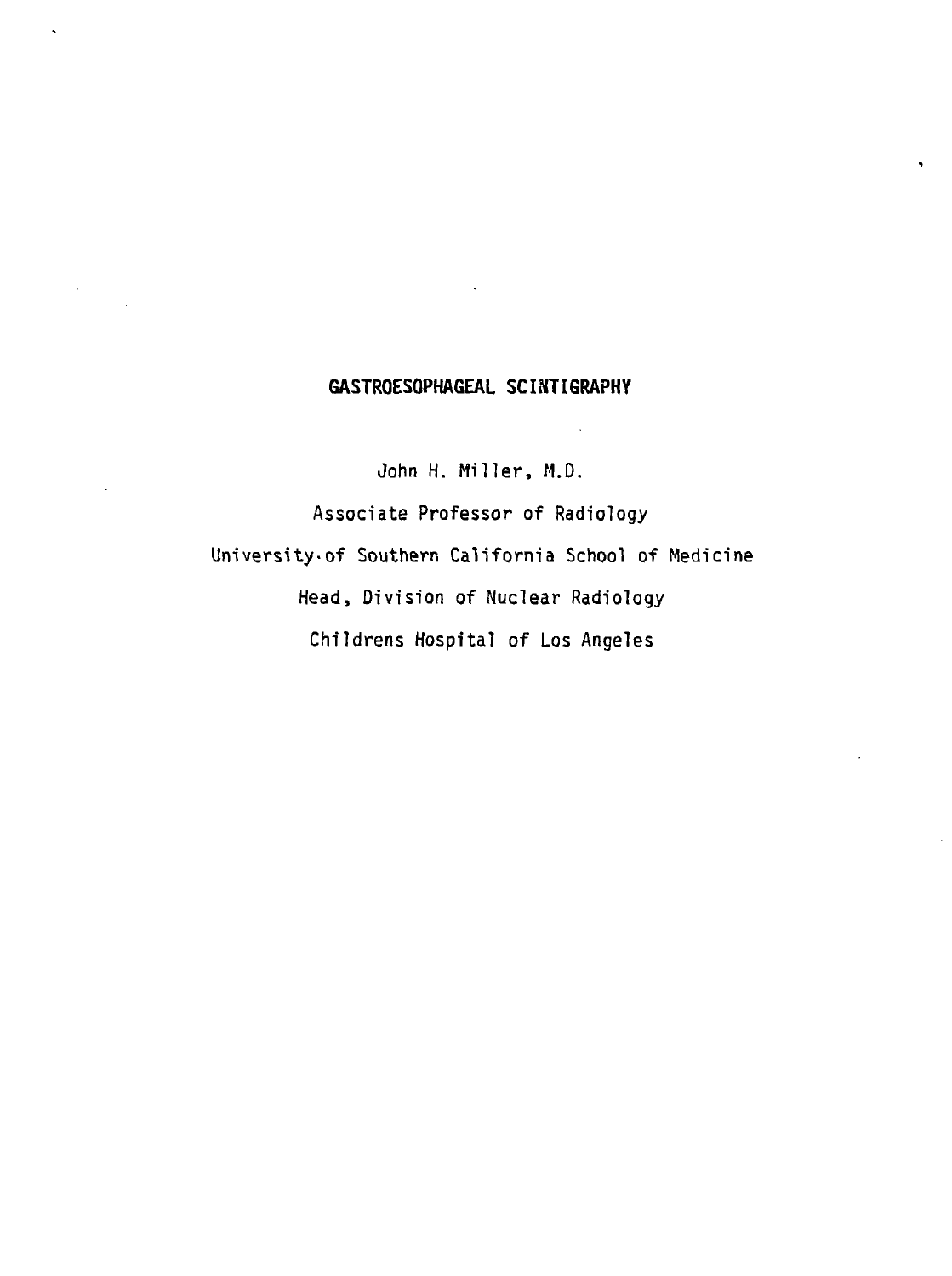# GASTROESOPHAGEAL SCINTIGRAPHY

John H. Miller, M.D.

Associate Professor of Radiology

University of Southern California School of Medicine

Head, Division of Nuclear Radiology

Childrens Hospital of Los Angeles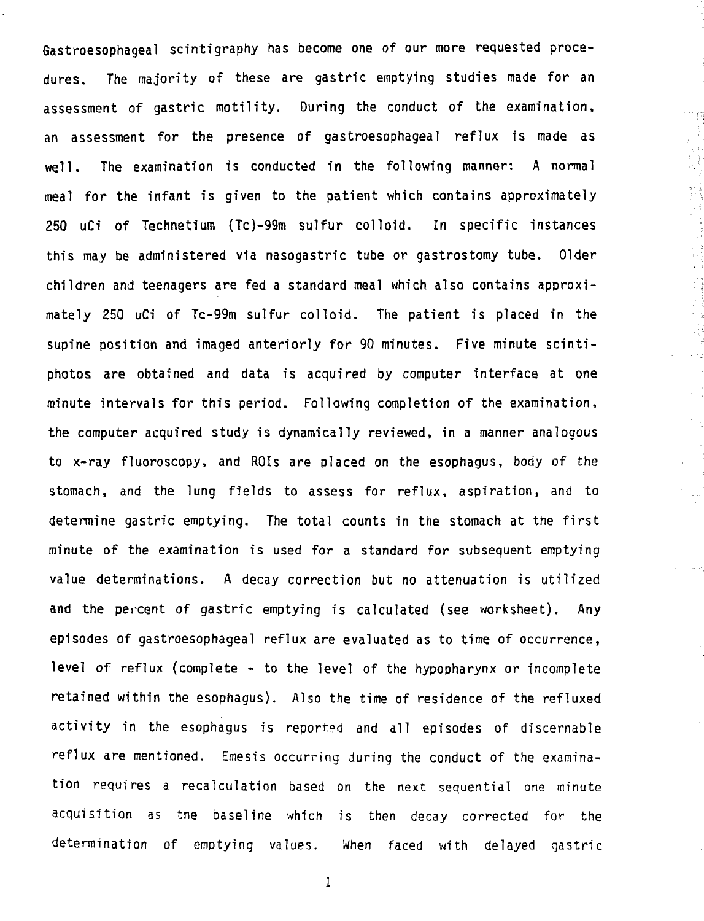Gastroesophageal scintigraphy has become one of our more requested procedures. The majority of these are gastric emptying studies made for an assessment of gastric motility. During the conduct of the examination, an assessment for the presence of gastroesophageal reflux is made as well. The examination is conducted in the following manner: A normal meal for the infant is given to the patient which contains approximately 250 uCi of Technetium (Tc)-99m sulfur colloid. In specific instances this may be administered via nasogastric tube or gastrostomy tube. Older children and teenagers are fed a standard meal which also contains approximately 250 uCi of Tc-99m sulfur colloid. The patient is placed in the supine position and imaged anteriorly for 90 minutes. Five minute scintiphotos are obtained and data is acquired by computer interface at one minute intervals for this period. Following completion of the examination, the computer acquired study is dynamically reviewed, in a manner analogous to x-ray fluoroscopy, and ROIs are placed on the esophagus, body of the stomach, and the lung fields to assess for reflux, aspiration, and to determine gastric emptying. The total counts in the stomach at the first minute of the examination is used for a standard for subsequent emptying value determinations. A decay correction but no attenuation is utilized and the percent of gastric emptying is calculated (see worksheet). Any episodes of gastroesophageal reflux are evaluated as to time of occurrence, level of reflux (complete - to the level of the hypopharynx or incomplete retained within the esophagus). Also the time of residence of the refluxed activity in the esophagus is reported and all episodes of discernable reflux are mentioned. Emesis occurring during the conduct of the examination requires a recalculation based on the next sequential one minute acquisition as the baseline which is then decay corrected for the determination of emptying values. When faced with delayed gastric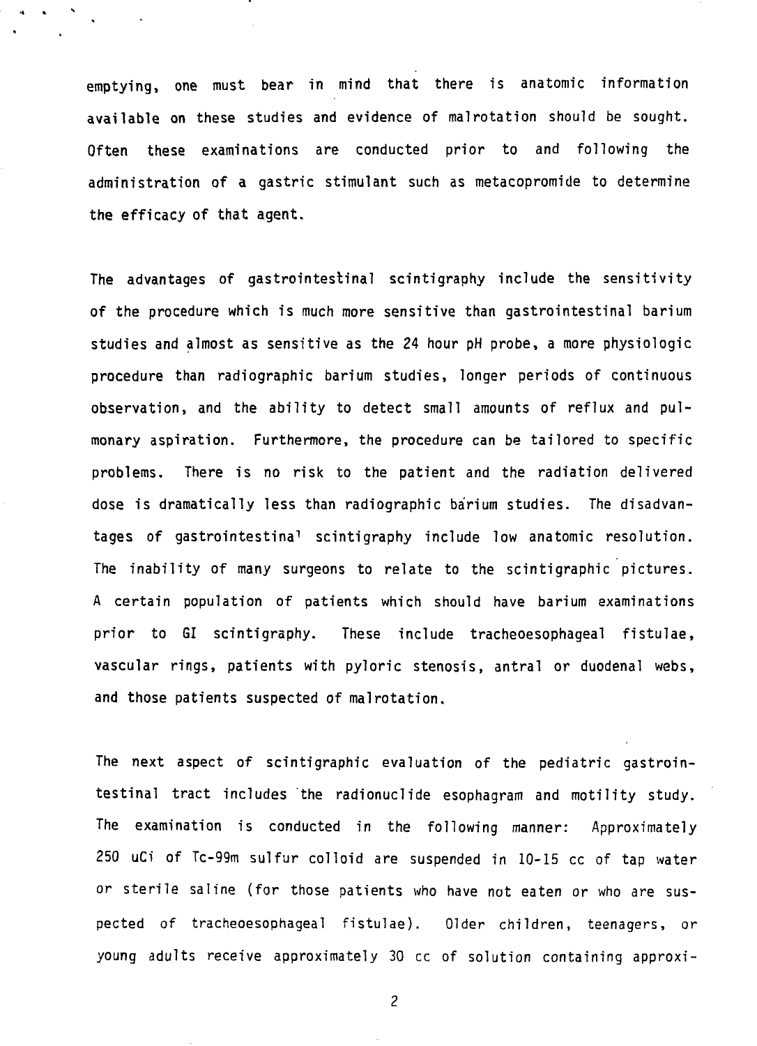emptying, one must bear in mind that there is anatomic information available on these studies and evidence of malrotation should be sought. Often these examinations are conducted prior to and following the administration of a gastric stimulant such as metacopromide to determine the efficacy of that agent.

The advantages of gastrointestinal scintigraphy include the sensitivity of the procedure which is much more sensitive than gastrointestinal barium studies and almost as sensitive as the 24 hour pH probe, a more physiologic procedure than radiographic barium studies, longer periods of continuous observation, and the ability to detect small amounts of reflux and pulmonary aspiration. Furthermore, the procedure can be tailored to specific problems. There is no risk to the patient and the radiation delivered dose is dramatically less than radiographic barium studies. The disadvantages of gastrointestinal scintigraphy include low anatomic resolution. The inability of many surgeons to relate to the scintigraphic pictures. A certain population of patients which should have barium examinations prior to GI scintigraphy. These include tracheoesophageal fistulae, vascular rings, patients with pyloric stenosis, antral or duodenal webs, and those patients suspected of malrotation.

The next aspect of scintigraphic evaluation of the pediatric gastrointestinal tract includes the radionuclide esophagram and motility study. The examination is conducted in the following manner: Approximately 250 uCi of Tc-99m sulfur colloid are suspended in 10-15 cc of tap water or sterile saline (for those patients who have not eaten or who are suspected of tracheoesophageal fistulae). Older children, teenagers, or young adults receive approximately 30 cc of solution containing approxi-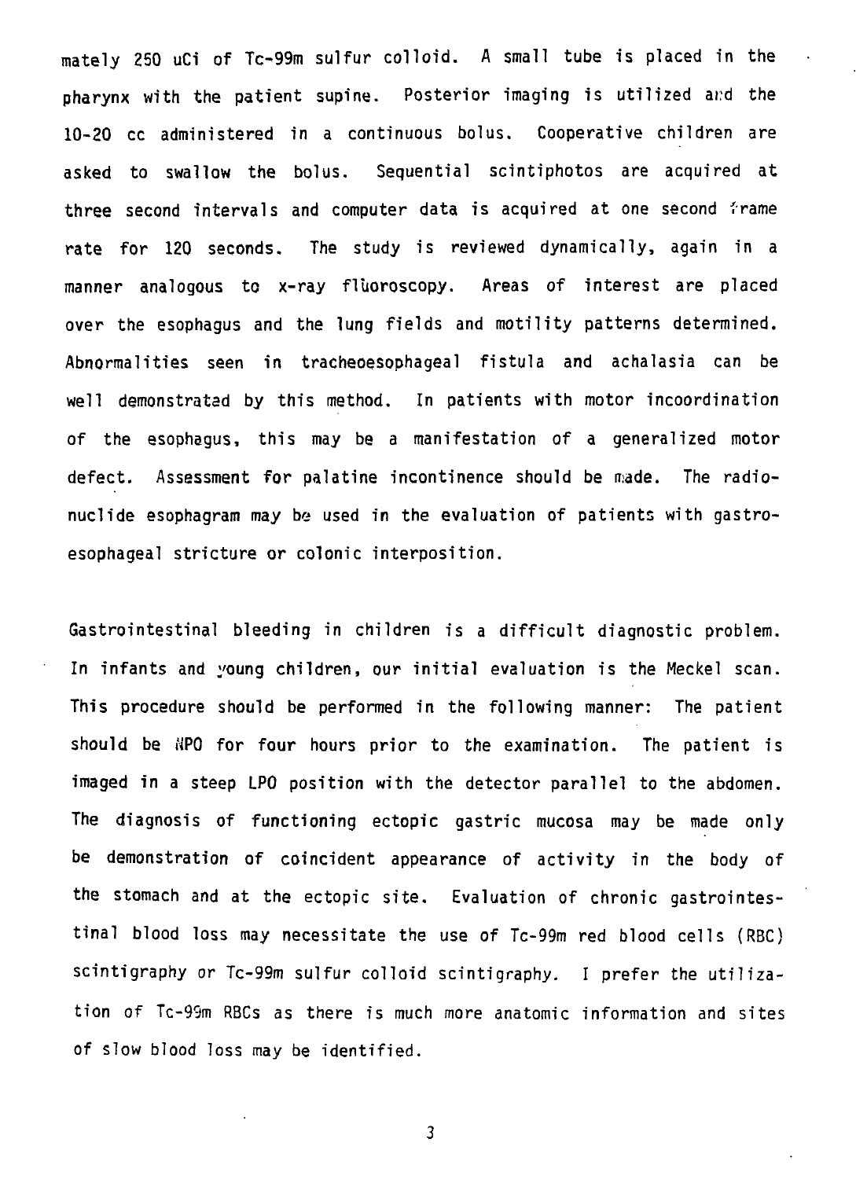mately 250 uCi of Tc-99m sulfur colloid. A small tube is placed in the pharynx with the patient supine. Posterior imaging is utilized and the 10-20 cc administered in a continuous bolus. Cooperative children are asked to swallow the bolus. Sequential scintiphotos are acquired at three second intervals and computer data is acquired at one second frame rate for 120 seconds. The study is reviewed dynamically, again in a manner analogous to x-ray flüoroscopy. Areas of interest are placed over the esophagus and the lung fields and motility patterns determined. Abnormalities seen in tracheoesophageal fistula and achalasia can be well demonstrated by this method. In patients with motor incoordination of the esophagus, this may be a manifestation of a generalized motor defect. Assessment for palatine incontinence should be made. The radionuclide esophagram may be used in the evaluation of patients with gastroesophageal stricture or colonic interposition.

Gastrointestinal bleeding in children is a difficult diagnostic problem. In infants and young children, our initial evaluation is the Meckel scan. This procedure should be performed in the following manner: The patient should be NPO for four hours prior to the examination. The patient is imaged in a steep LPO position with the detector parallel to the abdomen. The diagnosis of functioning ectopic gastric mucosa may be made only be demonstration of coincident appearance of activity in the body of the stomach and at the ectopic site. Evaluation of chronic gastrointestinal blood loss may necessitate the use of Tc-99m red blood cells (RBC) scintigraphy or Tc-99m sulfur colloid scintigraphy. I prefer the utilization of Tc-99m RBCs as there is much more anatomic information and sites of slow blood loss may be identified.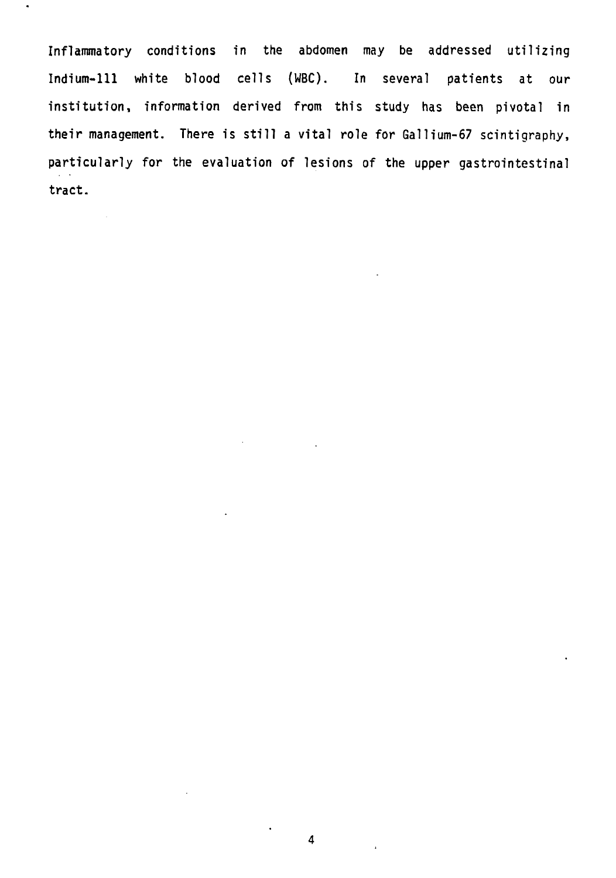Inflammatory conditions in the abdomen may be addressed utilizing Indium-111 white blood cells (WBC). In several patients at our institution, information derived from this study has been pivotal in their management. There is still a vital role for Gallium-67 scintigraphy, particularly for the evaluation of lesions of the upper gastrointestinal tract.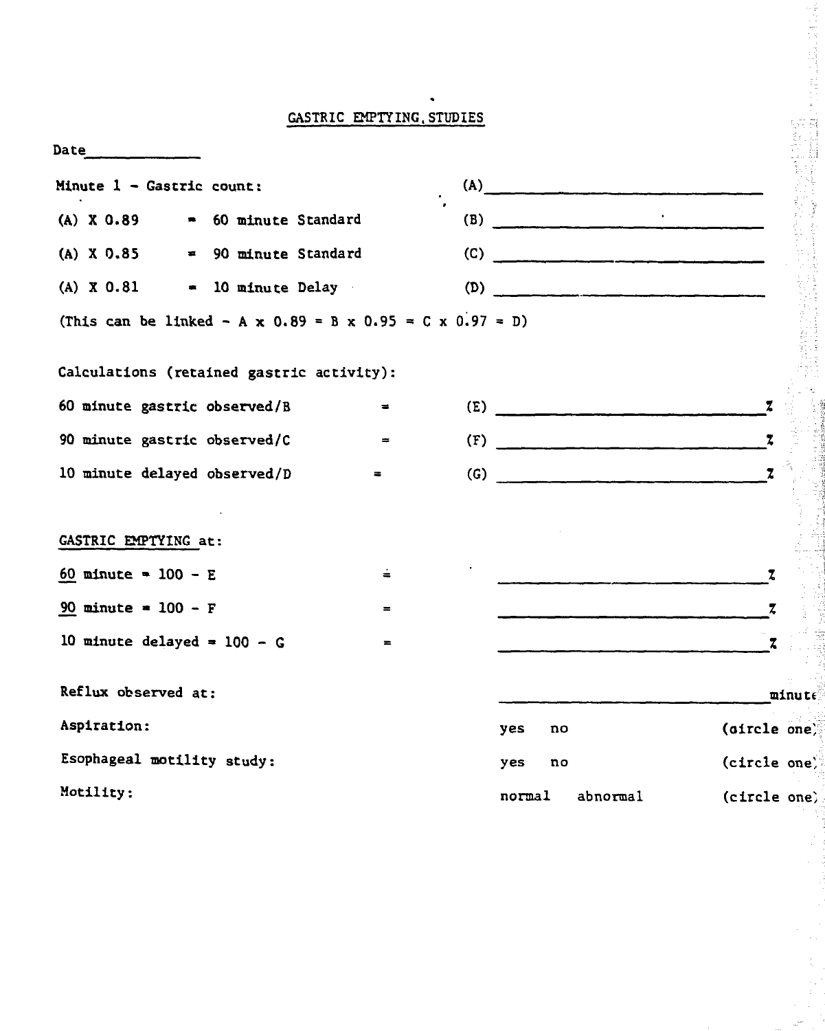# GASTRIC EMPTYING STUDIES

Date____________

Minute 1 - Gastric count: (A)__________________________

(A) X 0.89 = 60 minute Standard (B) __________________________

(A) X 0.85 = 90 minute Standard (C) __________________________

(A) X 0.81 = 10 minute Delay (D) __________________________

(This can be linked - A x 0.89 = B x 0.95 = C x 0.97 = D)

Calculations (retained gastric activity):

60 minute gastric observed/B = (E) __________________________%

90 minute gastric observed/C = (F) __________________________%

10 minute delayed observed/D = (G) __________________________%

GASTRIC EMPTYING at:

60 minute = 100 - E = __________________________%

90 minute = 100 - F = __________________________%

10 minute delayed = 100 - G = __________________________%

Reflux observed at: __________________________minute

Aspiration: yes no (circle one)

Esophageal motility study: yes no (circle one)

Motility: normal abnormal (circle one)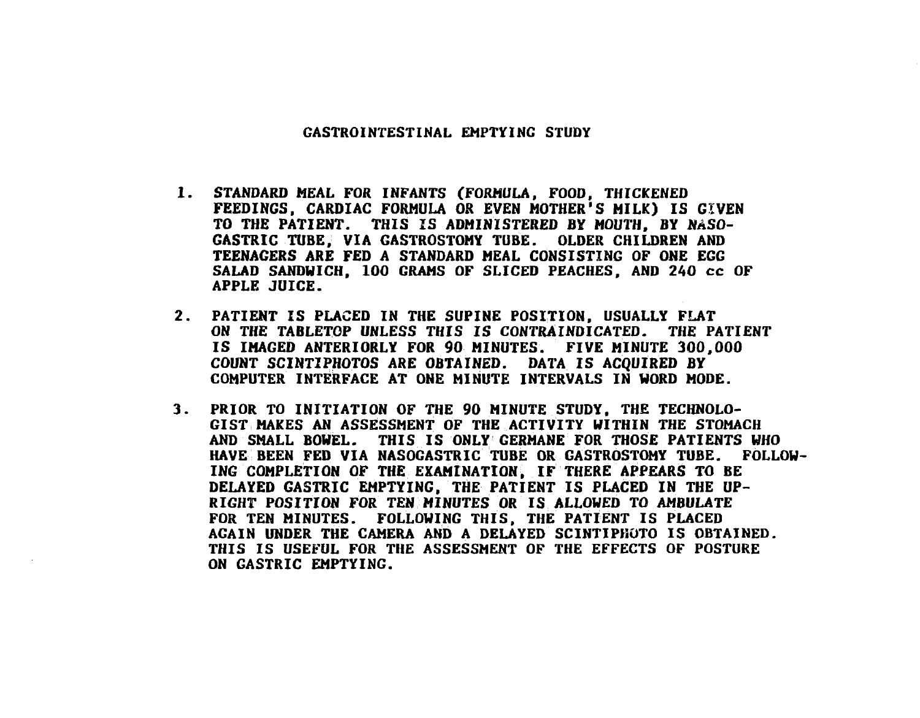# GASTROINTESTINAL EMPTYING STUDY

1. STANDARD MEAL FOR INFANTS (FORMULA, FOOD, THICKENED FEEDINGS, CARDIAC FORMULA OR EVEN MOTHER'S MILK) IS GIVEN TO THE PATIENT. THIS IS ADMINISTERED BY MOUTH, BY NASO-GASTRIC TUBE, VIA GASTROSTOMY TUBE. OLDER CHILDREN AND TEENAGERS ARE FED A STANDARD MEAL CONSISTING OF ONE EGG SALAD SANDWICH, 100 GRAMS OF SLICED PEACHES, AND 240 cc OF APPLE JUICE.

2. PATIENT IS PLACED IN THE SUPINE POSITION, USUALLY FLAT ON THE TABLETOP UNLESS THIS IS CONTRAINDICATED. THE PATIENT IS IMAGED ANTERIORLY FOR 90 MINUTES. FIVE MINUTE 300,000 COUNT SCINTIPHOTOS ARE OBTAINED. DATA IS ACQUIRED BY COMPUTER INTERFACE AT ONE MINUTE INTERVALS IN WORD MODE.

3. PRIOR TO INITIATION OF THE 90 MINUTE STUDY, THE TECHNOLOGIST MAKES AN ASSESSMENT OF THE ACTIVITY WITHIN THE STOMACH AND SMALL BOWEL. THIS IS ONLY GERMANE FOR THOSE PATIENTS WHO HAVE BEEN FED VIA NASOGASTRIC TUBE OR GASTROSTOMY TUBE. FOLLOWING COMPLETION OF THE EXAMINATION, IF THERE APPEARS TO BE DELAYED GASTRIC EMPTYING, THE PATIENT IS PLACED IN THE UPRIGHT POSITION FOR TEN MINUTES OR IS ALLOWED TO AMBULATE FOR TEN MINUTES. FOLLOWING THIS, THE PATIENT IS PLACED AGAIN UNDER THE CAMERA AND A DELAYED SCINTIPHOTO IS OBTAINED. THIS IS USEFUL FOR THE ASSESSMENT OF THE EFFECTS OF POSTURE ON GASTRIC EMPTYING.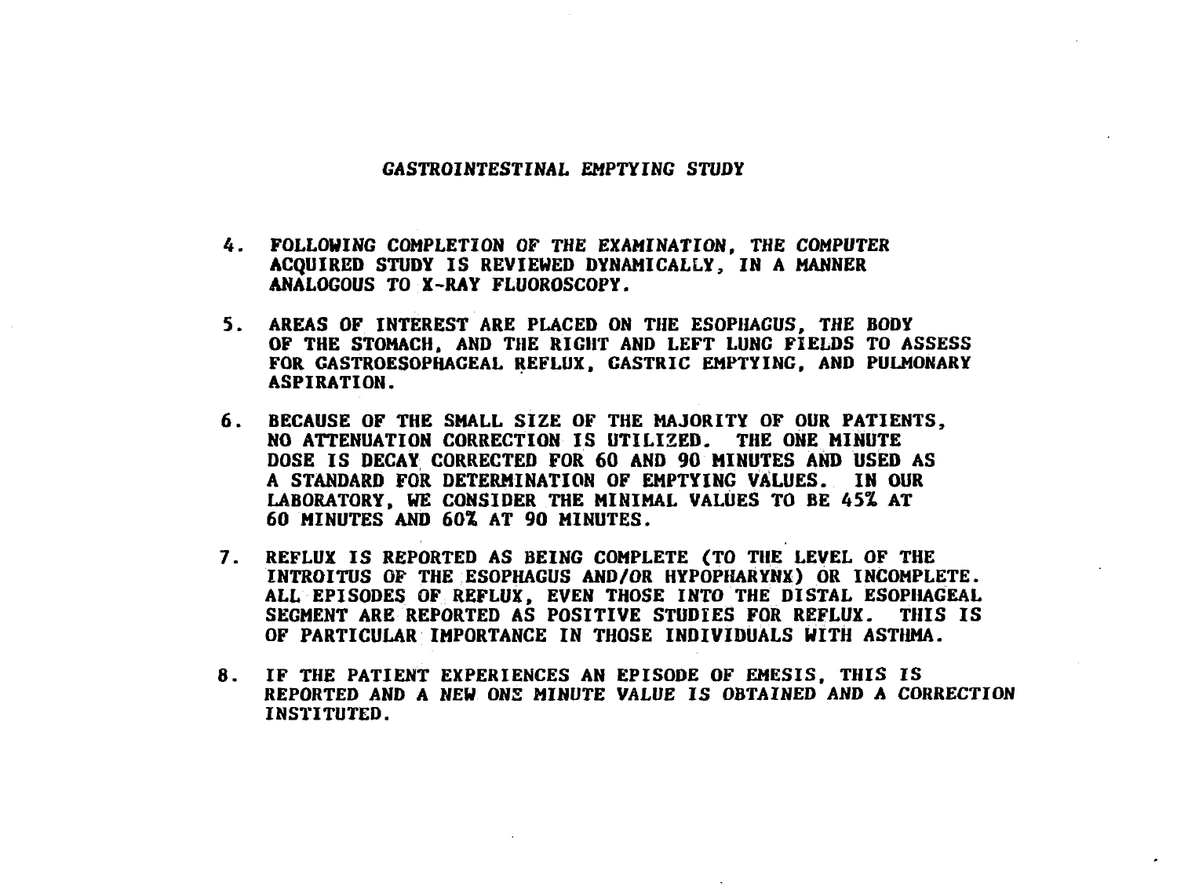## GASTROINTESTINAL EMPTYING STUDY

4. FOLLOWING COMPLETION OF THE EXAMINATION, THE COMPUTER ACQUIRED STUDY IS REVIEWED DYNAMICALLY, IN A MANNER ANALOGOUS TO X-RAY FLUOROSCOPY.

5. AREAS OF INTEREST ARE PLACED ON THE ESOPHAGUS, THE BODY OF THE STOMACH, AND THE RIGHT AND LEFT LUNG FIELDS TO ASSESS FOR GASTROESOPHAGEAL REFLUX, GASTRIC EMPTYING, AND PULMONARY ASPIRATION.

6. BECAUSE OF THE SMALL SIZE OF THE MAJORITY OF OUR PATIENTS, NO ATTENUATION CORRECTION IS UTILIZED. THE ONE MINUTE DOSE IS DECAY CORRECTED FOR 60 AND 90 MINUTES AND USED AS A STANDARD FOR DETERMINATION OF EMPTYING VALUES. IN OUR LABORATORY, WE CONSIDER THE MINIMAL VALUES TO BE 45% AT 60 MINUTES AND 60% AT 90 MINUTES.

7. REFLUX IS REPORTED AS BEING COMPLETE (TO THE LEVEL OF THE INTROITUS OF THE ESOPHAGUS AND/OR HYPOPHARYNX) OR INCOMPLETE. ALL EPISODES OF REFLUX, EVEN THOSE INTO THE DISTAL ESOPHAGEAL SEGMENT ARE REPORTED AS POSITIVE STUDIES FOR REFLUX. THIS IS OF PARTICULAR IMPORTANCE IN THOSE INDIVIDUALS WITH ASTHMA.

8. IF THE PATIENT EXPERIENCES AN EPISODE OF EMESIS, THIS IS REPORTED AND A NEW ONE MINUTE VALUE IS OBTAINED AND A CORRECTION INSTITUTED.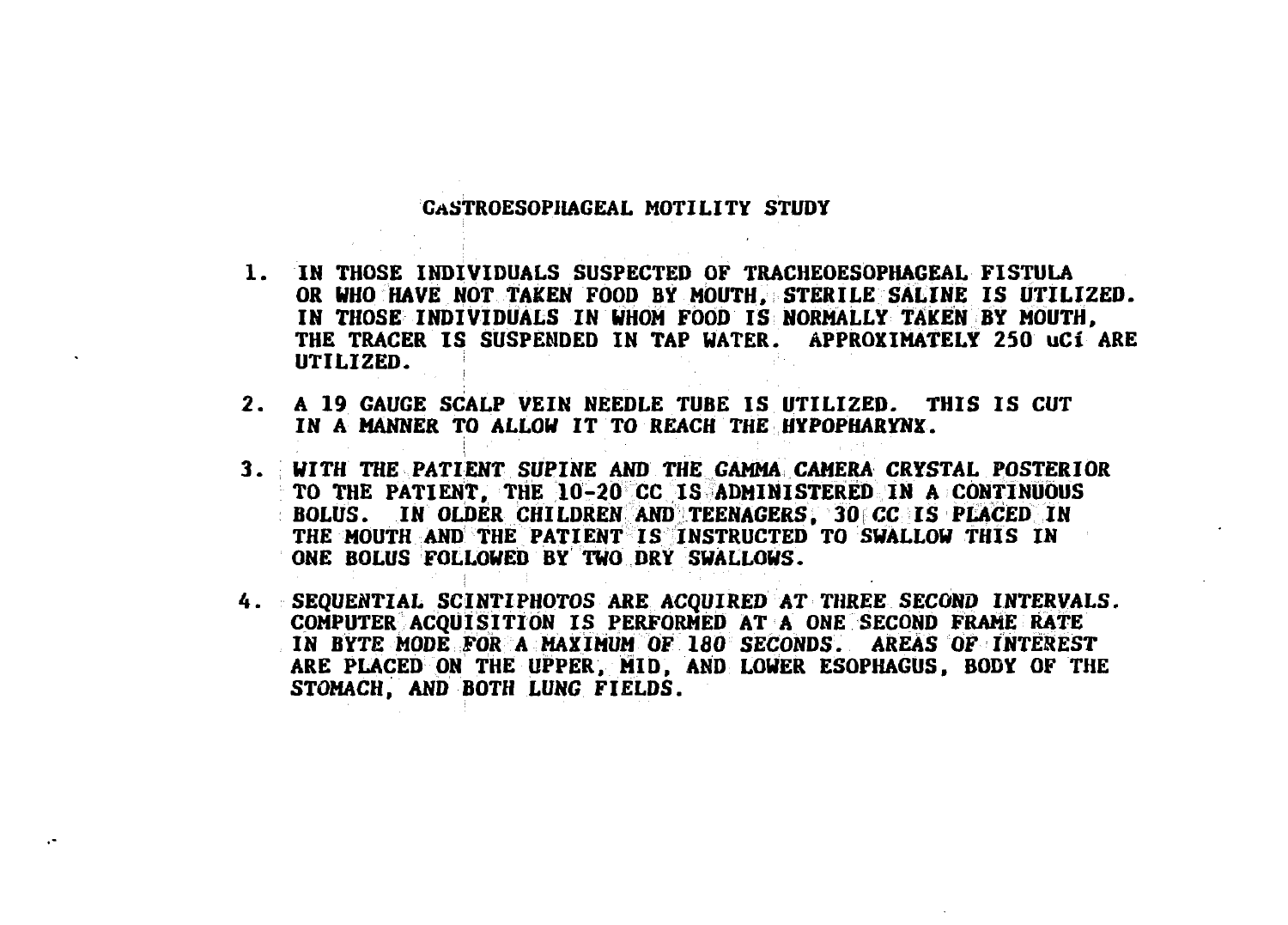# GASTROESOPHAGEAL MOTILITY STUDY

1. IN THOSE INDIVIDUALS SUSPECTED OF TRACHEOESOPHAGEAL FISTULA OR WHO HAVE NOT TAKEN FOOD BY MOUTH, STERILE SALINE IS UTILIZED. IN THOSE INDIVIDUALS IN WHOM FOOD IS NORMALLY TAKEN BY MOUTH, THE TRACER IS SUSPENDED IN TAP WATER. APPROXIMATELY 250 uCi ARE UTILIZED.

2. A 19 GAUGE SCALP VEIN NEEDLE TUBE IS UTILIZED. THIS IS CUT IN A MANNER TO ALLOW IT TO REACH THE HYPOPHARYNX.

3. WITH THE PATIENT SUPINE AND THE GAMMA CAMERA CRYSTAL POSTERIOR TO THE PATIENT, THE 10-20 CC IS ADMINISTERED IN A CONTINUOUS BOLUS. IN OLDER CHILDREN AND TEENAGERS, 30 CC IS PLACED IN THE MOUTH AND THE PATIENT IS INSTRUCTED TO SWALLOW THIS IN ONE BOLUS FOLLOWED BY TWO DRY SWALLOWS.

4. SEQUENTIAL SCINTIPHOTOS ARE ACQUIRED AT THREE SECOND INTERVALS. COMPUTER ACQUISITION IS PERFORMED AT A ONE SECOND FRAME RATE IN BYTE MODE FOR A MAXIMUM OF 180 SECONDS. AREAS OF INTEREST ARE PLACED ON THE UPPER, MID, AND LOWER ESOPHAGUS, BODY OF THE STOMACH, AND BOTH LUNG FIELDS.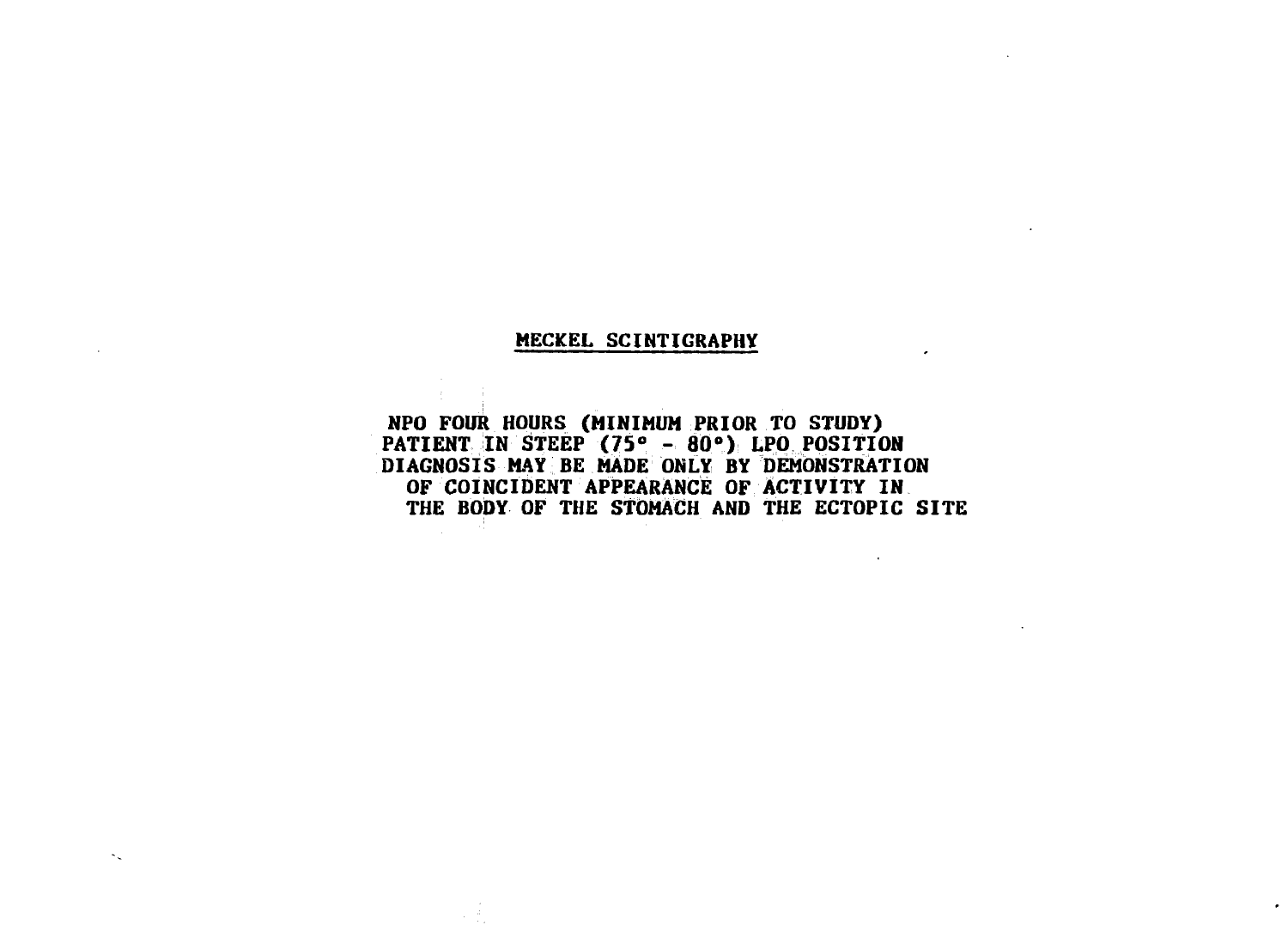## MECKEL SCINTIGRAPHY

NPO FOUR HOURS (MINIMUM PRIOR TO STUDY)
PATIENT IN STEEP (75° - 80°) LPO POSITION
DIAGNOSIS MAY BE MADE ONLY BY DEMONSTRATION
OF COINCIDENT APPEARANCE OF ACTIVITY IN
THE BODY OF THE STOMACH AND THE ECTOPIC SITE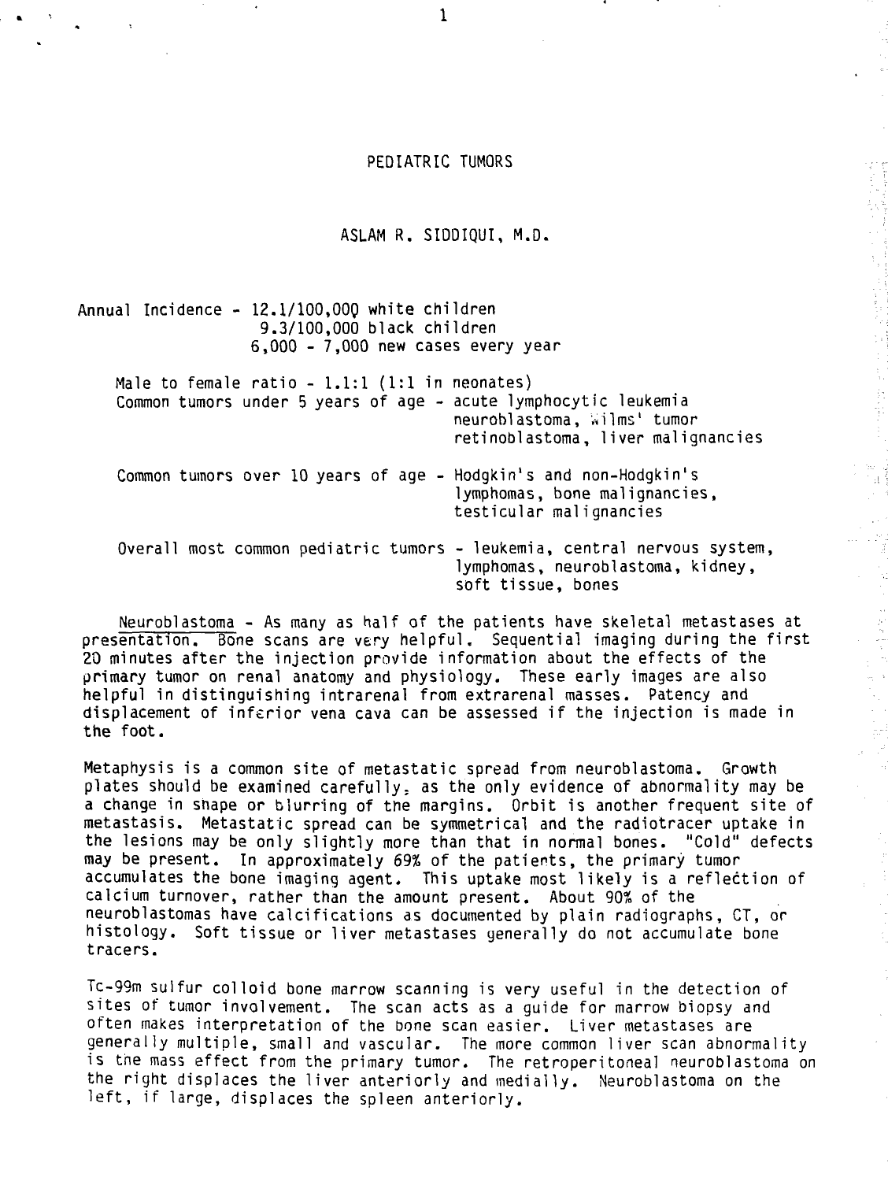# PEDIATRIC TUMORS

## ASLAM R. SIDDIQUI, M.D.

Annual Incidence - 12.1/100,000 white children
9.3/100,000 black children
6,000 - 7,000 new cases every year

Male to female ratio - 1.1:1 (1:1 in neonates)

Common tumors under 5 years of age - acute lymphocytic leukemia neuroblastoma, Wilms' tumor retinoblastoma, liver malignancies

Common tumors over 10 years of age - Hodgkin's and non-Hodgkin's lymphomas, bone malignancies, testicular malignancies

Overall most common pediatric tumors - leukemia, central nervous system, lymphomas, neuroblastoma, kidney, soft tissue, bones

Neuroblastoma - As many as half of the patients have skeletal metastases at presentation. Bone scans are very helpful. Sequential imaging during the first 20 minutes after the injection provide information about the effects of the primary tumor on renal anatomy and physiology. These early images are also helpful in distinguishing intrarenal from extrarenal masses. Patency and displacement of inferior vena cava can be assessed if the injection is made in the foot.

Metaphysis is a common site of metastatic spread from neuroblastoma. Growth plates should be examined carefully, as the only evidence of abnormality may be a change in shape or blurring of the margins. Orbit is another frequent site of metastasis. Metastatic spread can be symmetrical and the radiotracer uptake in the lesions may be only slightly more than that in normal bones. "Cold" defects may be present. In approximately 69% of the patients, the primary tumor accumulates the bone imaging agent. This uptake most likely is a reflection of calcium turnover, rather than the amount present. About 90% of the neuroblastomas have calcifications as documented by plain radiographs, CT, or histology. Soft tissue or liver metastases generally do not accumulate bone tracers.

Tc-99m sulfur colloid bone marrow scanning is very useful in the detection of sites of tumor involvement. The scan acts as a guide for marrow biopsy and often makes interpretation of the bone scan easier. Liver metastases are generally multiple, small and vascular. The more common liver scan abnormality is the mass effect from the primary tumor. The retroperitoneal neuroblastoma on the right displaces the liver anteriorly and medially. Neuroblastoma on the left, if large, displaces the spleen anteriorly.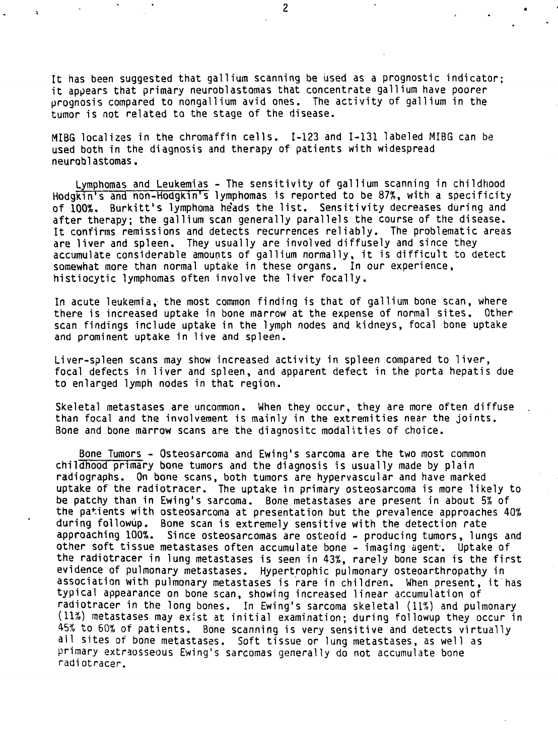It has been suggested that gallium scanning be used as a prognostic indicator; it appears that primary neuroblastomas that concentrate gallium have poorer prognosis compared to nongallium avid ones. The activity of gallium in the tumor is not related to the stage of the disease.

MIBG localizes in the chromaffin cells. I-123 and I-131 labeled MIBG can be used both in the diagnosis and therapy of patients with widespread neuroblastomas.

Lymphomas and Leukemias - The sensitivity of gallium scanning in childhood Hodgkin's and non-Hodgkin's lymphomas is reported to be 87%, with a specificity of 100%. Burkitt's lymphoma heads the list. Sensitivity decreases during and after therapy; the gallium scan generally parallels the course of the disease. It confirms remissions and detects recurrences reliably. The problematic areas are liver and spleen. They usually are involved diffusely and since they accumulate considerable amounts of gallium normally, it is difficult to detect somewhat more than normal uptake in these organs. In our experience, histiocytic lymphomas often involve the liver focally.

In acute leukemia, the most common finding is that of gallium bone scan, where there is increased uptake in bone marrow at the expense of normal sites. Other scan findings include uptake in the lymph nodes and kidneys, focal bone uptake and prominent uptake in live and spleen.

Liver-spleen scans may show increased activity in spleen compared to liver, focal defects in liver and spleen, and apparent defect in the porta hepatis due to enlarged lymph nodes in that region.

Skeletal metastases are uncommon. When they occur, they are more often diffuse than focal and the involvement is mainly in the extremities near the joints. Bone and bone marrow scans are the diagnositc modalities of choice.

Bone Tumors - Osteosarcoma and Ewing's sarcoma are the two most common childhood primary bone tumors and the diagnosis is usually made by plain radiographs. On bone scans, both tumors are hypervascular and have marked uptake of the radiotracer. The uptake in primary osteosarcoma is more likely to be patchy than in Ewing's sarcoma. Bone metastases are present in about 5% of the patients with osteosarcoma at presentation but the prevalence approaches 40% during followup. Bone scan is extremely sensitive with the detection rate approaching 100%. Since osteosarcomas are osteoid - producing tumors, lungs and other soft tissue metastases often accumulate bone - imaging agent. Uptake of the radiotracer in lung metastases is seen in 43%, rarely bone scan is the first evidence of pulmonary metastases. Hypertrophic pulmonary osteoarthropathy in association with pulmonary metastases is rare in children. When present, it has typical appearance on bone scan, showing increased linear accumulation of radiotracer in the long bones. In Ewing's sarcoma skeletal (11%) and pulmonary (11%) metastases may exist at initial examination; during followup they occur in 45% to 60% of patients. Bone scanning is very sensitive and detects virtually all sites of bone metastases. Soft tissue or lung metastases, as well as primary extraosseous Ewing's sarcomas generally do not accumulate bone radiotracer.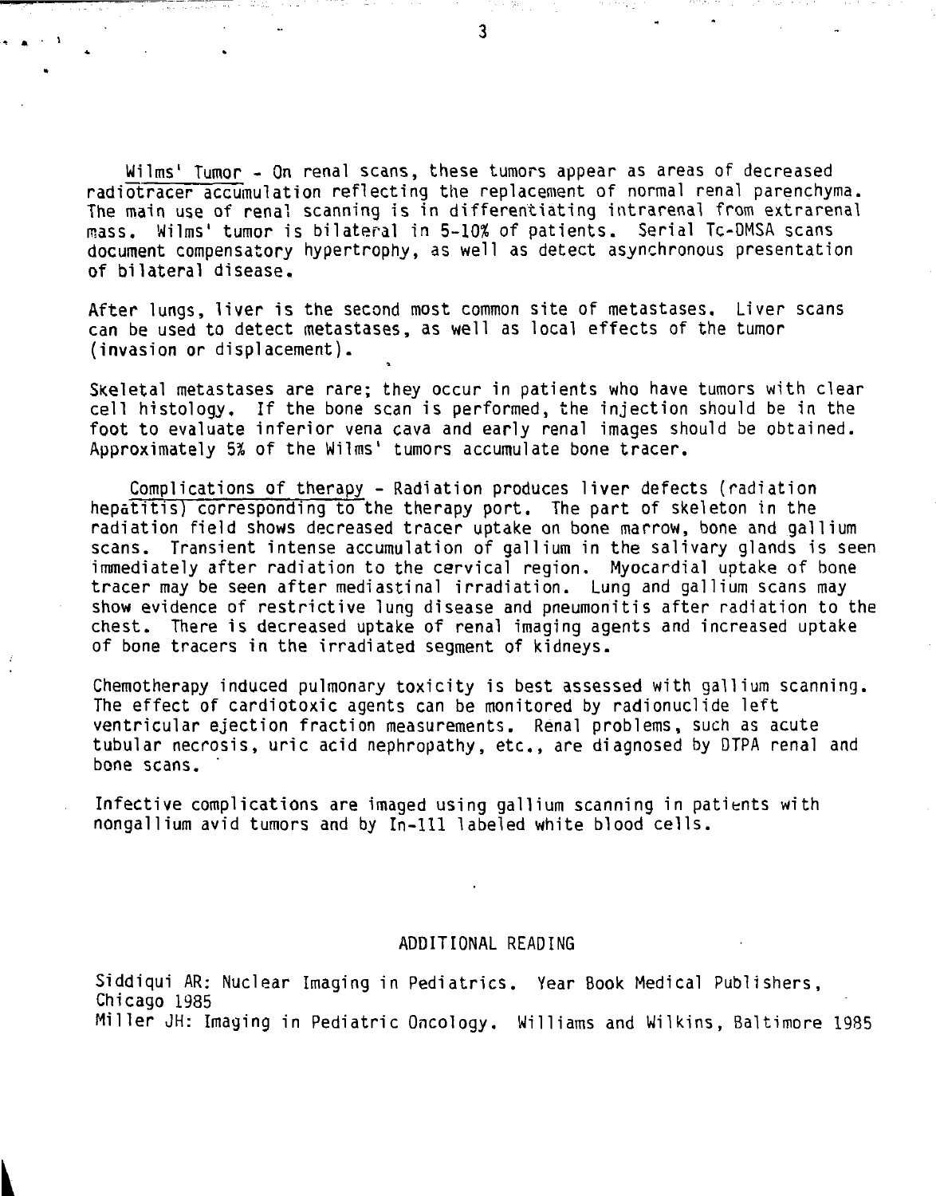Wilms' Tumor - On renal scans, these tumors appear as areas of decreased radiotracer accumulation reflecting the replacement of normal renal parenchyma. The main use of renal scanning is in differentiating intrarenal from extrarenal mass. Wilms' tumor is bilateral in 5-10% of patients. Serial Tc-DMSA scans document compensatory hypertrophy, as well as detect asynchronous presentation of bilateral disease.

After lungs, liver is the second most common site of metastases. Liver scans can be used to detect metastases, as well as local effects of the tumor (invasion or displacement).

Skeletal metastases are rare; they occur in patients who have tumors with clear cell histology. If the bone scan is performed, the injection should be in the foot to evaluate inferior vena cava and early renal images should be obtained. Approximately 5% of the Wilms' tumors accumulate bone tracer.

Complications of therapy - Radiation produces liver defects (radiation hepatitis) corresponding to the therapy port. The part of skeleton in the radiation field shows decreased tracer uptake on bone marrow, bone and gallium scans. Transient intense accumulation of gallium in the salivary glands is seen immediately after radiation to the cervical region. Myocardial uptake of bone tracer may be seen after mediastinal irradiation. Lung and gallium scans may show evidence of restrictive lung disease and pneumonitis after radiation to the chest. There is decreased uptake of renal imaging agents and increased uptake of bone tracers in the irradiated segment of kidneys.

Chemotherapy induced pulmonary toxicity is best assessed with gallium scanning. The effect of cardiotoxic agents can be monitored by radionuclide left ventricular ejection fraction measurements. Renal problems, such as acute tubular necrosis, uric acid nephropathy, etc., are diagnosed by DTPA renal and bone scans.

Infective complications are imaged using gallium scanning in patients with nongallium avid tumors and by In-111 labeled white blood cells.

## ADDITIONAL READING

Siddiqui AR: Nuclear Imaging in Pediatrics. Year Book Medical Publishers, Chicago 1985

Miller JH: Imaging in Pediatric Oncology. Williams and Wilkins, Baltimore 1985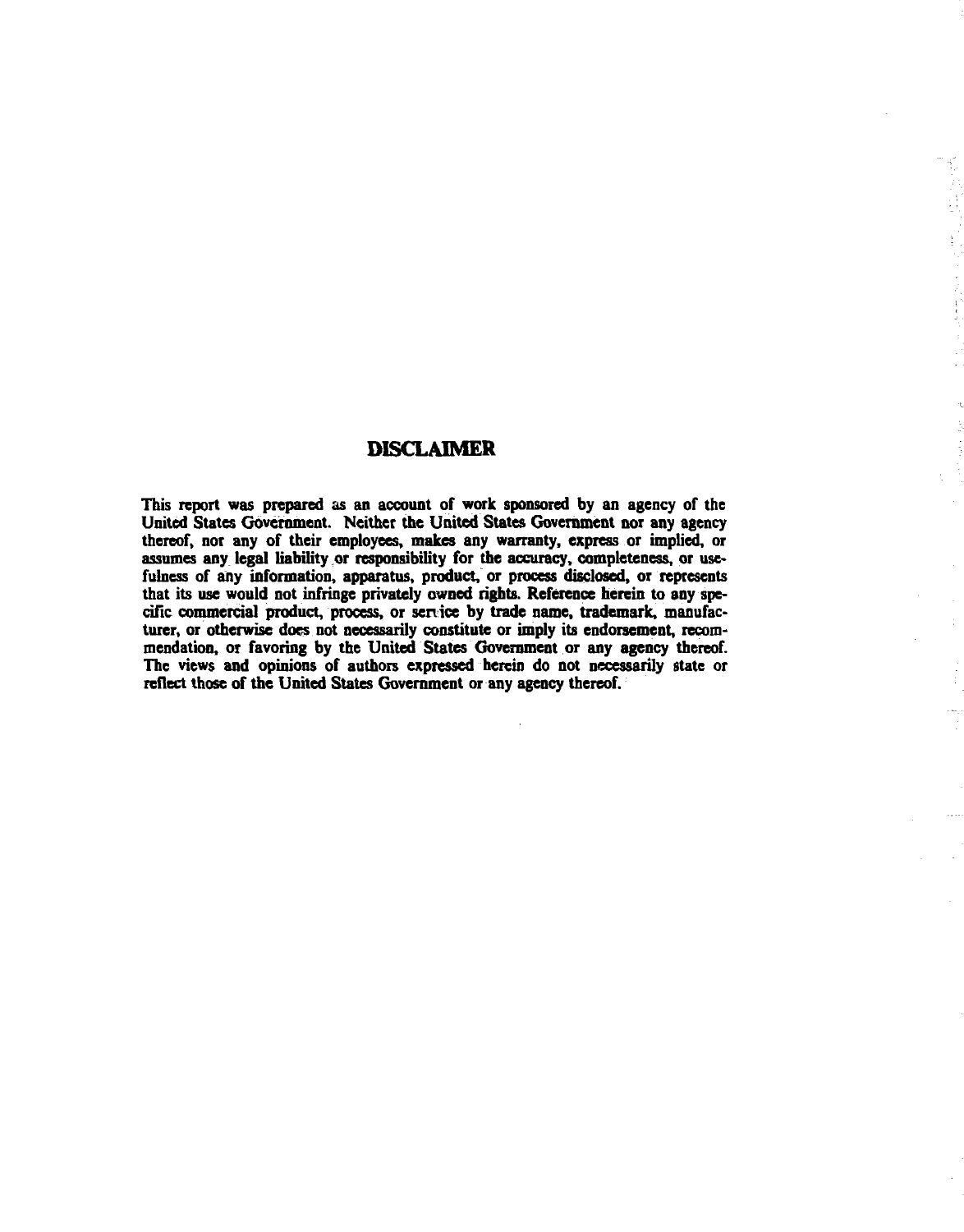## DISCLAIMER

This report was prepared as an account of work sponsored by an agency of the United States Government. Neither the United States Government nor any agency thereof, nor any of their employees, makes any warranty, express or implied, or assumes any legal liability or responsibility for the accuracy, completeness, or usefulness of any information, apparatus, product, or process disclosed, or represents that its use would not infringe privately owned rights. Reference herein to any specific commercial product, process, or service by trade name, trademark, manufacturer, or otherwise does not necessarily constitute or imply its endorsement, recommendation, or favoring by the United States Government or any agency thereof. The views and opinions of authors expressed herein do not necessarily state or reflect those of the United States Government or any agency thereof.